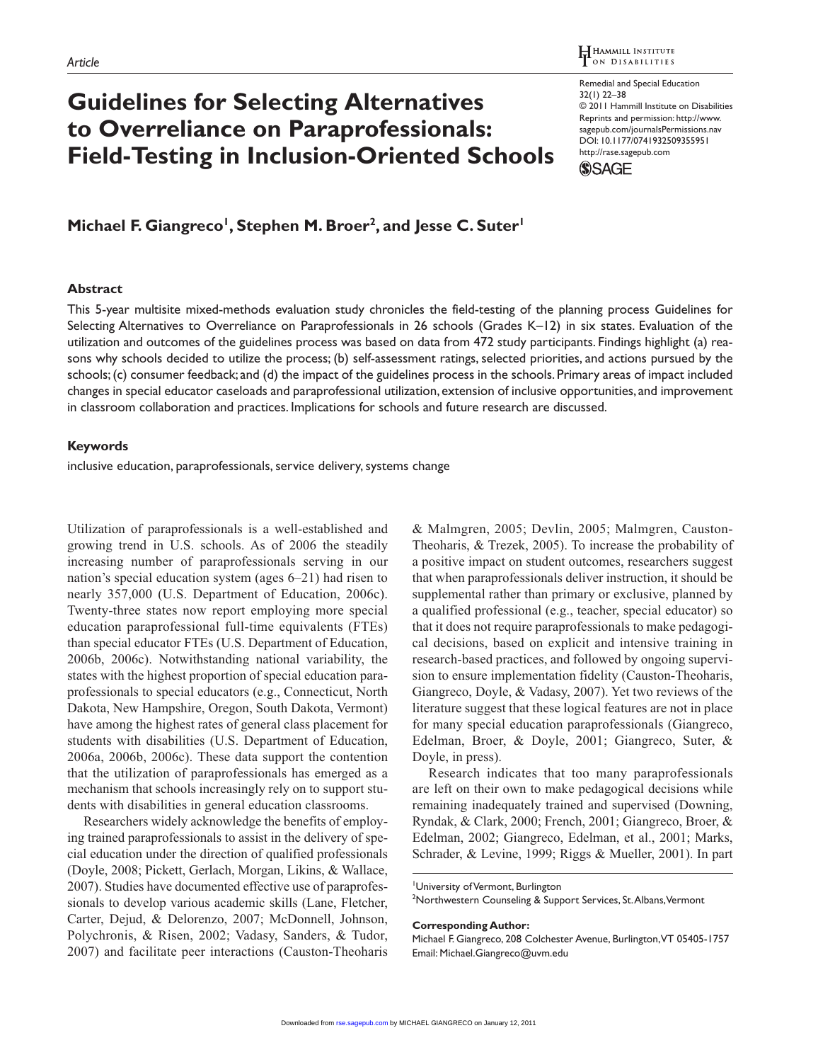Article

# Guidelines for Selecting Alternatives to Overreliance on Paraprofessionals: Field-Testing in Inclusion-Oriented Schools

Michael F. Giangreco[1], Stephen M. Broer[2], and Jesse C. Suter[1]

## Abstract

This 5-year multisite mixed-methods evaluation study chronicles the field-testing of the planning process Guidelines for Selecting Alternatives to Overreliance on Paraprofessionals in 26 schools (Grades K–12) in six states. Evaluation of the utilization and outcomes of the guidelines process was based on data from 472 study participants. Findings highlight (a) reasons why schools decided to utilize the process; (b) self-assessment ratings, selected priorities, and actions pursued by the schools; (c) consumer feedback; and (d) the impact of the guidelines process in the schools. Primary areas of impact included changes in special educator caseloads and paraprofessional utilization, extension of inclusive opportunities, and improvement in classroom collaboration and practices. Implications for schools and future research are discussed.

## Keywords

inclusive education, paraprofessionals, service delivery, systems change

Utilization of paraprofessionals is a well-established and growing trend in U.S. schools. As of 2006 the steadily increasing number of paraprofessionals serving in our nation's special education system (ages 6–21) had risen to nearly 357,000 (U.S. Department of Education, 2006c). Twenty-three states now report employing more special education paraprofessional full-time equivalents (FTEs) than special educator FTEs (U.S. Department of Education, 2006b, 2006c). Notwithstanding national variability, the states with the highest proportion of special education paraprofessionals to special educators (e.g., Connecticut, North Dakota, New Hampshire, Oregon, South Dakota, Vermont) have among the highest rates of general class placement for students with disabilities (U.S. Department of Education, 2006a, 2006b, 2006c). These data support the contention that the utilization of paraprofessionals has emerged as a mechanism that schools increasingly rely on to support students with disabilities in general education classrooms.

Researchers widely acknowledge the benefits of employing trained paraprofessionals to assist in the delivery of special education under the direction of qualified professionals (Doyle, 2008; Pickett, Gerlach, Morgan, Likins, & Wallace, 2007). Studies have documented effective use of paraprofessionals to develop various academic skills (Lane, Fletcher, Carter, Dejud, & Delorenzo, 2007; McDonnell, Johnson, Polychronis, & Risen, 2002; Vadasy, Sanders, & Tudor, 2007) and facilitate peer interactions (Causton-Theoharis & Malmgren, 2005; Devlin, 2005; Malmgren, Causton-Theoharis, & Trezek, 2005). To increase the probability of a positive impact on student outcomes, researchers suggest that when paraprofessionals deliver instruction, it should be supplemental rather than primary or exclusive, planned by a qualified professional (e.g., teacher, special educator) so that it does not require paraprofessionals to make pedagogical decisions, based on explicit and intensive training in research-based practices, and followed by ongoing supervision to ensure implementation fidelity (Causton-Theoharis, Giangreco, Doyle, & Vadasy, 2007). Yet two reviews of the literature suggest that these logical features are not in place for many special education paraprofessionals (Giangreco, Edelman, Broer, & Doyle, 2001; Giangreco, Suter, & Doyle, in press).

Research indicates that too many paraprofessionals are left on their own to make pedagogical decisions while remaining inadequately trained and supervised (Downing, Ryndak, & Clark, 2000; French, 2001; Giangreco, Broer, & Edelman, 2002; Giangreco, Edelman, et al., 2001; Marks, Schrader, & Levine, 1999; Riggs & Mueller, 2001). In part

[1]University of Vermont, Burlington
[2]Northwestern Counseling & Support Services, St. Albans, Vermont

**Corresponding Author:**
Michael F. Giangreco, 208 Colchester Avenue, Burlington, VT 05405-1757
Email: Michael.Giangreco@uvm.edu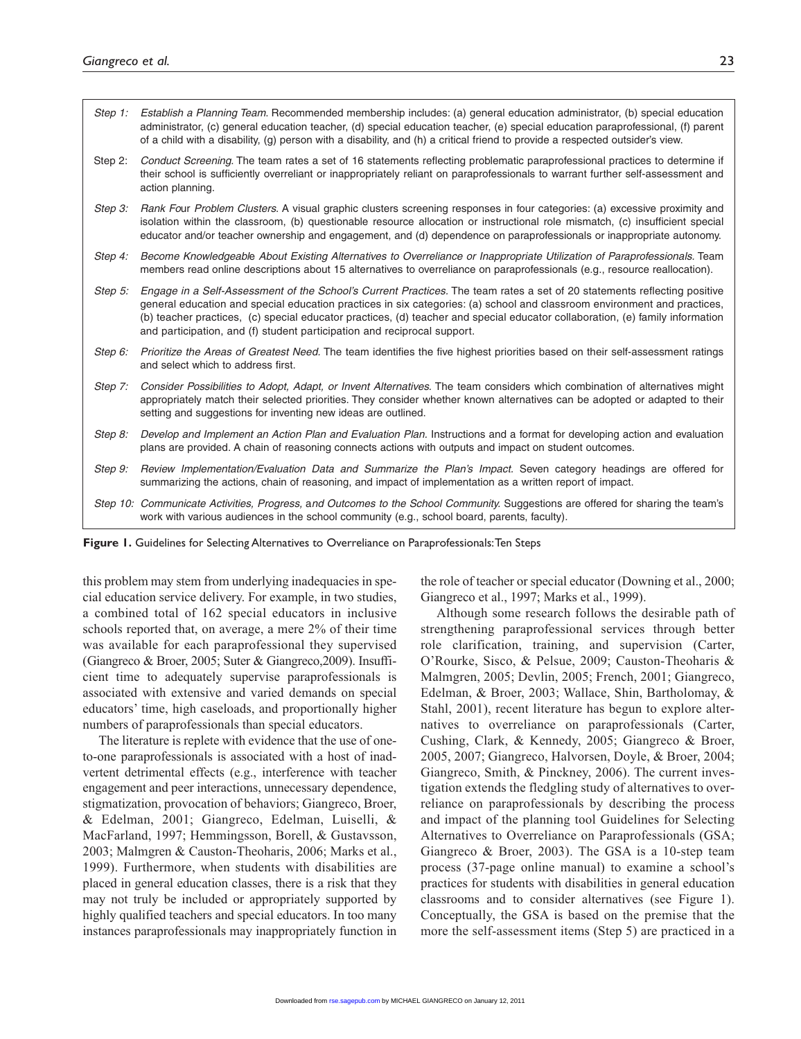*Step 1:* *Establish a Planning Team.* Recommended membership includes: (a) general education administrator, (b) special education administrator, (c) general education teacher, (d) special education teacher, (e) special education paraprofessional, (f) parent of a child with a disability, (g) person with a disability, and (h) a critical friend to provide a respected outsider's view.

Step 2: *Conduct Screening.* The team rates a set of 16 statements reflecting problematic paraprofessional practices to determine if their school is sufficiently overreliant or inappropriately reliant on paraprofessionals to warrant further self-assessment and action planning.

*Step 3:* *Rank Four Problem Clusters.* A visual graphic clusters screening responses in four categories: (a) excessive proximity and isolation within the classroom, (b) questionable resource allocation or instructional role mismatch, (c) insufficient special educator and/or teacher ownership and engagement, and (d) dependence on paraprofessionals or inappropriate autonomy.

*Step 4:* *Become Knowledgeable About Existing Alternatives to Overreliance or Inappropriate Utilization of Paraprofessionals.* Team members read online descriptions about 15 alternatives to overreliance on paraprofessionals (e.g., resource reallocation).

*Step 5:* *Engage in a Self-Assessment of the School's Current Practices.* The team rates a set of 20 statements reflecting positive general education and special education practices in six categories: (a) school and classroom environment and practices, (b) teacher practices, (c) special educator practices, (d) teacher and special educator collaboration, (e) family information and participation, and (f) student participation and reciprocal support.

*Step 6:* *Prioritize the Areas of Greatest Need.* The team identifies the five highest priorities based on their self-assessment ratings and select which to address first.

*Step 7:* *Consider Possibilities to Adopt, Adapt, or Invent Alternatives.* The team considers which combination of alternatives might appropriately match their selected priorities. They consider whether known alternatives can be adopted or adapted to their setting and suggestions for inventing new ideas are outlined.

*Step 8:* *Develop and Implement an Action Plan and Evaluation Plan.* Instructions and a format for developing action and evaluation plans are provided. A chain of reasoning connects actions with outputs and impact on student outcomes.

*Step 9:* *Review Implementation/Evaluation Data and Summarize the Plan's Impact.* Seven category headings are offered for summarizing the actions, chain of reasoning, and impact of implementation as a written report of impact.

*Step 10:* *Communicate Activities, Progress, and Outcomes to the School Community.* Suggestions are offered for sharing the team's work with various audiences in the school community (e.g., school board, parents, faculty).

**Figure 1.** Guidelines for Selecting Alternatives to Overreliance on Paraprofessionals: Ten Steps

this problem may stem from underlying inadequacies in special education service delivery. For example, in two studies, a combined total of 162 special educators in inclusive schools reported that, on average, a mere 2% of their time was available for each paraprofessional they supervised (Giangreco & Broer, 2005; Suter & Giangreco,2009). Insufficient time to adequately supervise paraprofessionals is associated with extensive and varied demands on special educators' time, high caseloads, and proportionally higher numbers of paraprofessionals than special educators.

The literature is replete with evidence that the use of one-to-one paraprofessionals is associated with a host of inadvertent detrimental effects (e.g., interference with teacher engagement and peer interactions, unnecessary dependence, stigmatization, provocation of behaviors; Giangreco, Broer, & Edelman, 2001; Giangreco, Edelman, Luiselli, & MacFarland, 1997; Hemmingsson, Borell, & Gustavsson, 2003; Malmgren & Causton-Theoharis, 2006; Marks et al., 1999). Furthermore, when students with disabilities are placed in general education classes, there is a risk that they may not truly be included or appropriately supported by highly qualified teachers and special educators. In too many instances paraprofessionals may inappropriately function in the role of teacher or special educator (Downing et al., 2000; Giangreco et al., 1997; Marks et al., 1999).

Although some research follows the desirable path of strengthening paraprofessional services through better role clarification, training, and supervision (Carter, O'Rourke, Sisco, & Pelsue, 2009; Causton-Theoharis & Malmgren, 2005; Devlin, 2005; French, 2001; Giangreco, Edelman, & Broer, 2003; Wallace, Shin, Bartholomay, & Stahl, 2001), recent literature has begun to explore alternatives to overreliance on paraprofessionals (Carter, Cushing, Clark, & Kennedy, 2005; Giangreco & Broer, 2005, 2007; Giangreco, Halvorsen, Doyle, & Broer, 2004; Giangreco, Smith, & Pinckney, 2006). The current investigation extends the fledgling study of alternatives to overreliance on paraprofessionals by describing the process and impact of the planning tool Guidelines for Selecting Alternatives to Overreliance on Paraprofessionals (GSA; Giangreco & Broer, 2003). The GSA is a 10-step team process (37-page online manual) to examine a school's practices for students with disabilities in general education classrooms and to consider alternatives (see Figure 1). Conceptually, the GSA is based on the premise that the more the self-assessment items (Step 5) are practiced in a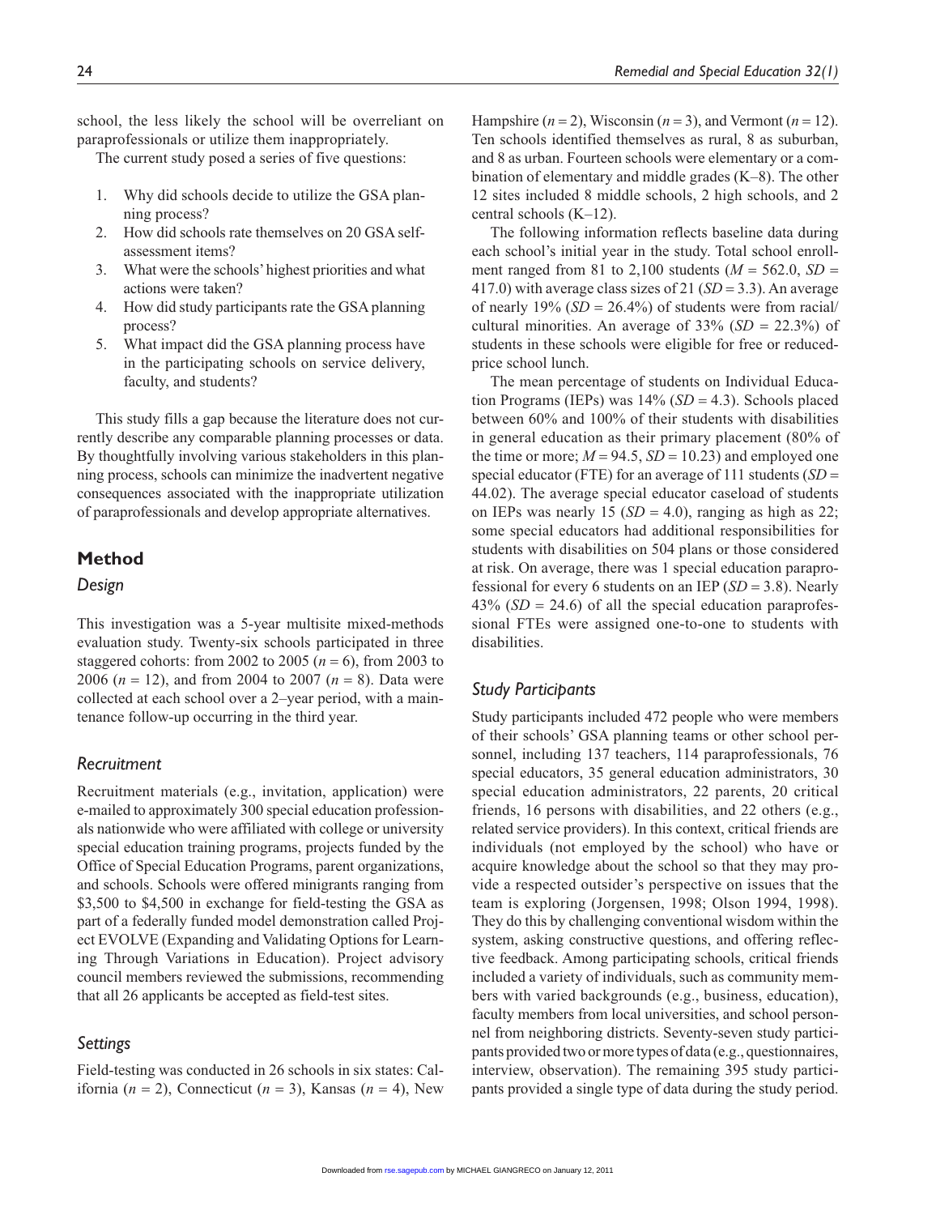school, the less likely the school will be overreliant on paraprofessionals or utilize them inappropriately.

The current study posed a series of five questions:

1. Why did schools decide to utilize the GSA planning process?
2. How did schools rate themselves on 20 GSA self-assessment items?
3. What were the schools' highest priorities and what actions were taken?
4. How did study participants rate the GSA planning process?
5. What impact did the GSA planning process have in the participating schools on service delivery, faculty, and students?

This study fills a gap because the literature does not currently describe any comparable planning processes or data. By thoughtfully involving various stakeholders in this planning process, schools can minimize the inadvertent negative consequences associated with the inappropriate utilization of paraprofessionals and develop appropriate alternatives.

## Method

### *Design*

This investigation was a 5-year multisite mixed-methods evaluation study. Twenty-six schools participated in three staggered cohorts: from 2002 to 2005 ($n = 6$), from 2003 to 2006 ($n = 12$), and from 2004 to 2007 ($n = 8$). Data were collected at each school over a 2–year period, with a maintenance follow-up occurring in the third year.

### *Recruitment*

Recruitment materials (e.g., invitation, application) were e-mailed to approximately 300 special education professionals nationwide who were affiliated with college or university special education training programs, projects funded by the Office of Special Education Programs, parent organizations, and schools. Schools were offered minigrants ranging from \$3,500 to \$4,500 in exchange for field-testing the GSA as part of a federally funded model demonstration called Project EVOLVE (Expanding and Validating Options for Learning Through Variations in Education). Project advisory council members reviewed the submissions, recommending that all 26 applicants be accepted as field-test sites.

### *Settings*

Field-testing was conducted in 26 schools in six states: California ($n = 2$), Connecticut ($n = 3$), Kansas ($n = 4$), New Hampshire ($n = 2$), Wisconsin ($n = 3$), and Vermont ($n = 12$). Ten schools identified themselves as rural, 8 as suburban, and 8 as urban. Fourteen schools were elementary or a combination of elementary and middle grades (K–8). The other 12 sites included 8 middle schools, 2 high schools, and 2 central schools (K–12).

The following information reflects baseline data during each school's initial year in the study. Total school enrollment ranged from 81 to 2,100 students ($M = 562.0$, $SD = 417.0$) with average class sizes of 21 ($SD = 3.3$). An average of nearly 19% ($SD = 26.4\%$) of students were from racial/cultural minorities. An average of 33% ($SD = 22.3\%$) of students in these schools were eligible for free or reduced-price school lunch.

The mean percentage of students on Individual Education Programs (IEPs) was 14% ($SD = 4.3$). Schools placed between 60% and 100% of their students with disabilities in general education as their primary placement (80% of the time or more; $M = 94.5$, $SD = 10.23$) and employed one special educator (FTE) for an average of 111 students ($SD = 44.02$). The average special educator caseload of students on IEPs was nearly 15 ($SD = 4.0$), ranging as high as 22; some special educators had additional responsibilities for students with disabilities on 504 plans or those considered at risk. On average, there was 1 special education paraprofessional for every 6 students on an IEP ($SD = 3.8$). Nearly 43% ($SD = 24.6$) of all the special education paraprofessional FTEs were assigned one-to-one to students with disabilities.

### *Study Participants*

Study participants included 472 people who were members of their schools' GSA planning teams or other school personnel, including 137 teachers, 114 paraprofessionals, 76 special educators, 35 general education administrators, 30 special education administrators, 22 parents, 20 critical friends, 16 persons with disabilities, and 22 others (e.g., related service providers). In this context, critical friends are individuals (not employed by the school) who have or acquire knowledge about the school so that they may provide a respected outsider's perspective on issues that the team is exploring (Jorgensen, 1998; Olson 1994, 1998). They do this by challenging conventional wisdom within the system, asking constructive questions, and offering reflective feedback. Among participating schools, critical friends included a variety of individuals, such as community members with varied backgrounds (e.g., business, education), faculty members from local universities, and school personnel from neighboring districts. Seventy-seven study participants provided two or more types of data (e.g., questionnaires, interview, observation). The remaining 395 study participants provided a single type of data during the study period.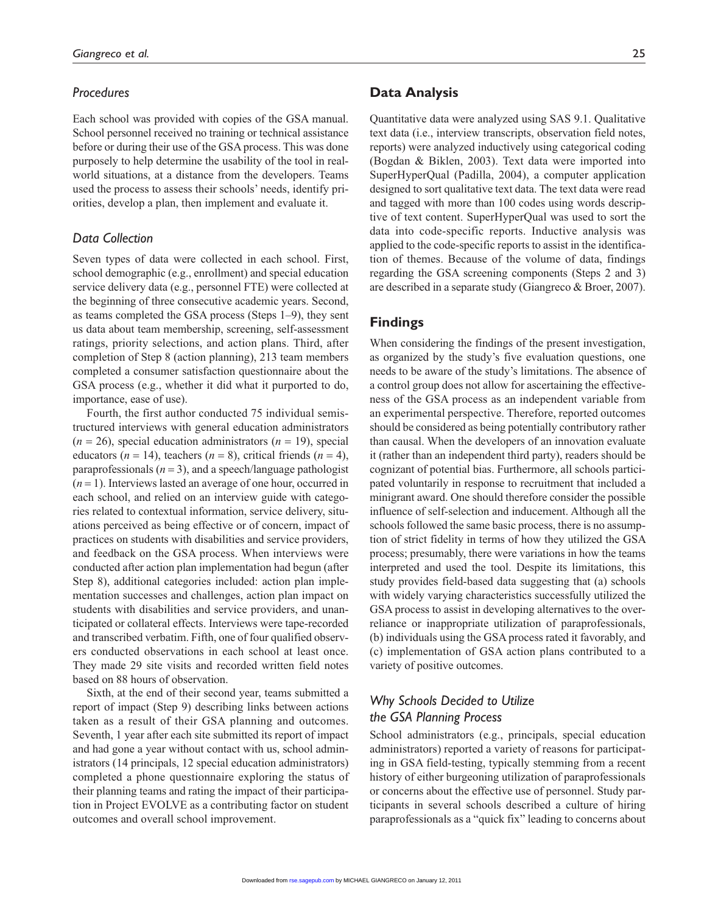### *Procedures*

Each school was provided with copies of the GSA manual. School personnel received no training or technical assistance before or during their use of the GSA process. This was done purposely to help determine the usability of the tool in real-world situations, at a distance from the developers. Teams used the process to assess their schools' needs, identify priorities, develop a plan, then implement and evaluate it.

### *Data Collection*

Seven types of data were collected in each school. First, school demographic (e.g., enrollment) and special education service delivery data (e.g., personnel FTE) were collected at the beginning of three consecutive academic years. Second, as teams completed the GSA process (Steps 1–9), they sent us data about team membership, screening, self-assessment ratings, priority selections, and action plans. Third, after completion of Step 8 (action planning), 213 team members completed a consumer satisfaction questionnaire about the GSA process (e.g., whether it did what it purported to do, importance, ease of use).

Fourth, the first author conducted 75 individual semistructured interviews with general education administrators ($n = 26$), special education administrators ($n = 19$), special educators ($n = 14$), teachers ($n = 8$), critical friends ($n = 4$), paraprofessionals ($n = 3$), and a speech/language pathologist ($n = 1$). Interviews lasted an average of one hour, occurred in each school, and relied on an interview guide with categories related to contextual information, service delivery, situations perceived as being effective or of concern, impact of practices on students with disabilities and service providers, and feedback on the GSA process. When interviews were conducted after action plan implementation had begun (after Step 8), additional categories included: action plan implementation successes and challenges, action plan impact on students with disabilities and service providers, and unanticipated or collateral effects. Interviews were tape-recorded and transcribed verbatim. Fifth, one of four qualified observers conducted observations in each school at least once. They made 29 site visits and recorded written field notes based on 88 hours of observation.

Sixth, at the end of their second year, teams submitted a report of impact (Step 9) describing links between actions taken as a result of their GSA planning and outcomes. Seventh, 1 year after each site submitted its report of impact and had gone a year without contact with us, school administrators (14 principals, 12 special education administrators) completed a phone questionnaire exploring the status of their planning teams and rating the impact of their participation in Project EVOLVE as a contributing factor on student outcomes and overall school improvement.

## Data Analysis

Quantitative data were analyzed using SAS 9.1. Qualitative text data (i.e., interview transcripts, observation field notes, reports) were analyzed inductively using categorical coding (Bogdan & Biklen, 2003). Text data were imported into SuperHyperQual (Padilla, 2004), a computer application designed to sort qualitative text data. The text data were read and tagged with more than 100 codes using words descriptive of text content. SuperHyperQual was used to sort the data into code-specific reports. Inductive analysis was applied to the code-specific reports to assist in the identification of themes. Because of the volume of data, findings regarding the GSA screening components (Steps 2 and 3) are described in a separate study (Giangreco & Broer, 2007).

## Findings

When considering the findings of the present investigation, as organized by the study's five evaluation questions, one needs to be aware of the study's limitations. The absence of a control group does not allow for ascertaining the effectiveness of the GSA process as an independent variable from an experimental perspective. Therefore, reported outcomes should be considered as being potentially contributory rather than causal. When the developers of an innovation evaluate it (rather than an independent third party), readers should be cognizant of potential bias. Furthermore, all schools participated voluntarily in response to recruitment that included a minigrant award. One should therefore consider the possible influence of self-selection and inducement. Although all the schools followed the same basic process, there is no assumption of strict fidelity in terms of how they utilized the GSA process; presumably, there were variations in how the teams interpreted and used the tool. Despite its limitations, this study provides field-based data suggesting that (a) schools with widely varying characteristics successfully utilized the GSA process to assist in developing alternatives to the overreliance or inappropriate utilization of paraprofessionals, (b) individuals using the GSA process rated it favorably, and (c) implementation of GSA action plans contributed to a variety of positive outcomes.

### *Why Schools Decided to Utilize the GSA Planning Process*

School administrators (e.g., principals, special education administrators) reported a variety of reasons for participating in GSA field-testing, typically stemming from a recent history of either burgeoning utilization of paraprofessionals or concerns about the effective use of personnel. Study participants in several schools described a culture of hiring paraprofessionals as a "quick fix" leading to concerns about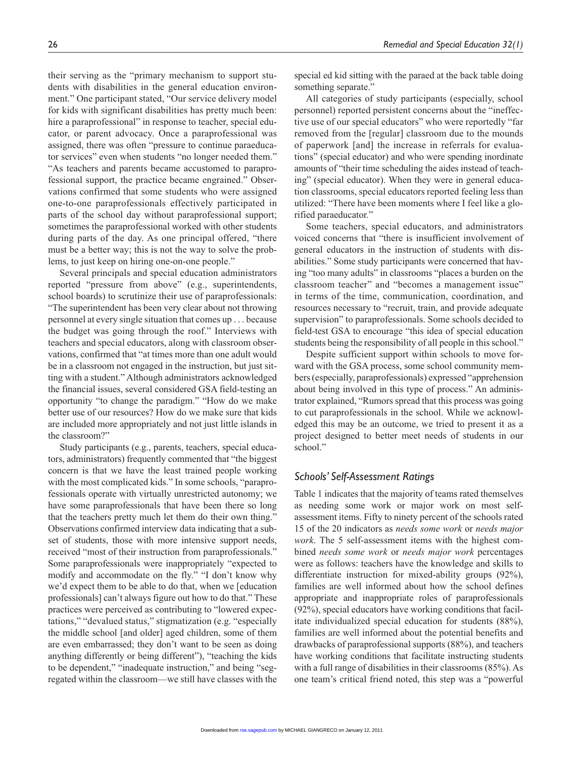their serving as the "primary mechanism to support students with disabilities in the general education environment." One participant stated, "Our service delivery model for kids with significant disabilities has pretty much been: hire a paraprofessional" in response to teacher, special educator, or parent advocacy. Once a paraprofessional was assigned, there was often "pressure to continue paraeducator services" even when students "no longer needed them." "As teachers and parents became accustomed to paraprofessional support, the practice became engrained." Observations confirmed that some students who were assigned one-to-one paraprofessionals effectively participated in parts of the school day without paraprofessional support; sometimes the paraprofessional worked with other students during parts of the day. As one principal offered, "there must be a better way; this is not the way to solve the problems, to just keep on hiring one-on-one people."

Several principals and special education administrators reported "pressure from above" (e.g., superintendents, school boards) to scrutinize their use of paraprofessionals: "The superintendent has been very clear about not throwing personnel at every single situation that comes up . . . because the budget was going through the roof." Interviews with teachers and special educators, along with classroom observations, confirmed that "at times more than one adult would be in a classroom not engaged in the instruction, but just sitting with a student." Although administrators acknowledged the financial issues, several considered GSA field-testing an opportunity "to change the paradigm." "How do we make better use of our resources? How do we make sure that kids are included more appropriately and not just little islands in the classroom?"

Study participants (e.g., parents, teachers, special educators, administrators) frequently commented that "the biggest concern is that we have the least trained people working with the most complicated kids." In some schools, "paraprofessionals operate with virtually unrestricted autonomy; we have some paraprofessionals that have been there so long that the teachers pretty much let them do their own thing." Observations confirmed interview data indicating that a subset of students, those with more intensive support needs, received "most of their instruction from paraprofessionals." Some paraprofessionals were inappropriately "expected to modify and accommodate on the fly." "I don't know why we'd expect them to be able to do that, when we [education professionals] can't always figure out how to do that." These practices were perceived as contributing to "lowered expectations," "devalued status," stigmatization (e.g. "especially the middle school [and older] aged children, some of them are even embarrassed; they don't want to be seen as doing anything differently or being different"), "teaching the kids to be dependent," "inadequate instruction," and being "segregated within the classroom—we still have classes with the special ed kid sitting with the paraed at the back table doing something separate."

All categories of study participants (especially, school personnel) reported persistent concerns about the "ineffective use of our special educators" who were reportedly "far removed from the [regular] classroom due to the mounds of paperwork [and] the increase in referrals for evaluations" (special educator) and who were spending inordinate amounts of "their time scheduling the aides instead of teaching" (special educator). When they were in general education classrooms, special educators reported feeling less than utilized: "There have been moments where I feel like a glorified paraeducator."

Some teachers, special educators, and administrators voiced concerns that "there is insufficient involvement of general educators in the instruction of students with disabilities." Some study participants were concerned that having "too many adults" in classrooms "places a burden on the classroom teacher" and "becomes a management issue" in terms of the time, communication, coordination, and resources necessary to "recruit, train, and provide adequate supervision" to paraprofessionals. Some schools decided to field-test GSA to encourage "this idea of special education students being the responsibility of all people in this school."

Despite sufficient support within schools to move forward with the GSA process, some school community members (especially, paraprofessionals) expressed "apprehension about being involved in this type of process." An administrator explained, "Rumors spread that this process was going to cut paraprofessionals in the school. While we acknowledged this may be an outcome, we tried to present it as a project designed to better meet needs of students in our school."

### Schools' Self-Assessment Ratings

Table 1 indicates that the majority of teams rated themselves as needing some work or major work on most self-assessment items. Fifty to ninety percent of the schools rated 15 of the 20 indicators as *needs some work* or *needs major work*. The 5 self-assessment items with the highest combined *needs some work* or *needs major work* percentages were as follows: teachers have the knowledge and skills to differentiate instruction for mixed-ability groups (92%), families are well informed about how the school defines appropriate and inappropriate roles of paraprofessionals (92%), special educators have working conditions that facilitate individualized special education for students (88%), families are well informed about the potential benefits and drawbacks of paraprofessional supports (88%), and teachers have working conditions that facilitate instructing students with a full range of disabilities in their classrooms (85%). As one team's critical friend noted, this step was a "powerful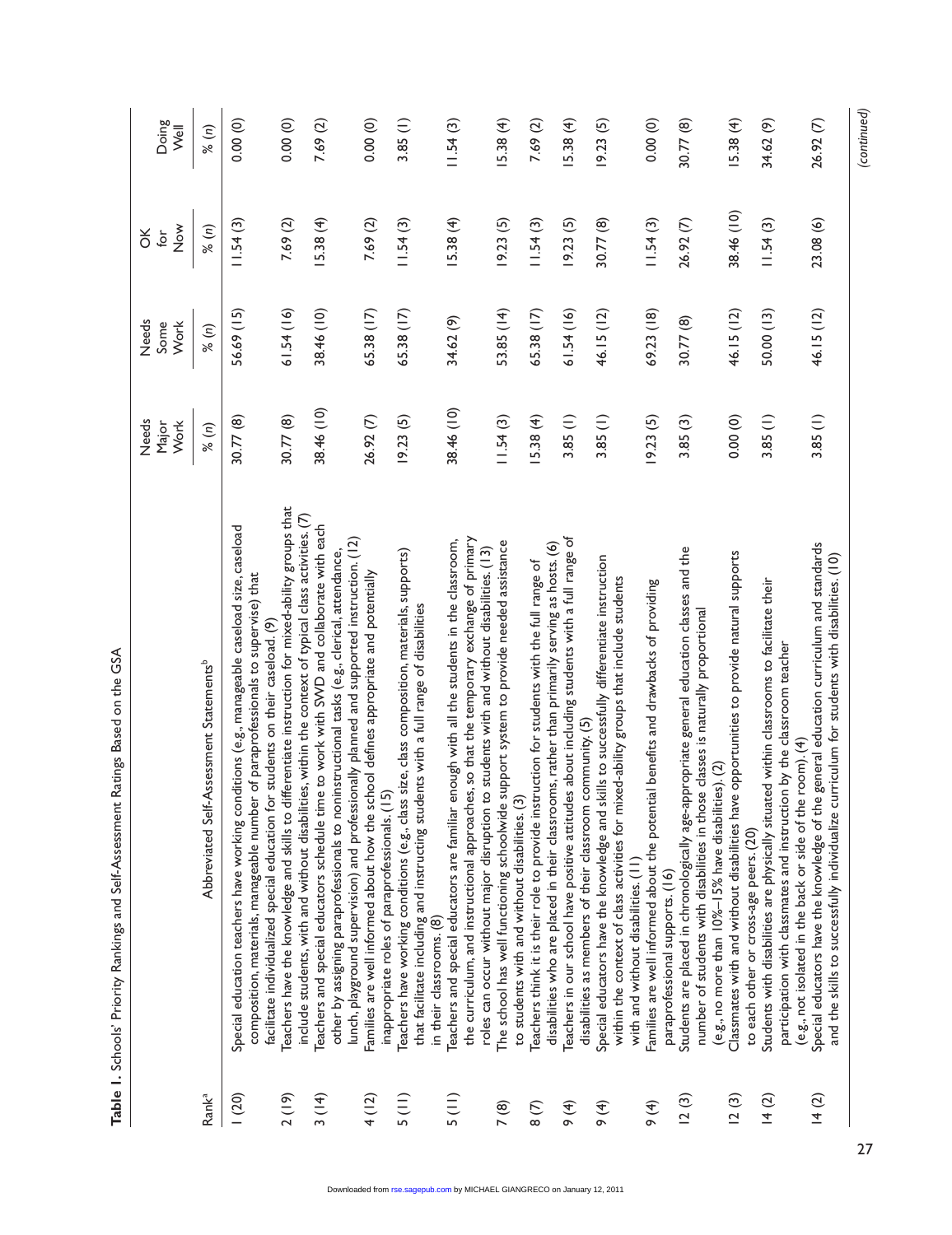**Table 1.** Schools' Priority Rankings and Self-Assessment Ratings Based on the GSA

| Rank[a] | Abbreviated Self-Assessment Statements[b] | Needs Major Work % (n) | Needs Some Work % (n) | OK for Now % (n) | Doing Well % (n) |
|---|---|---|---|---|---|
| 1 (20) | Special education teachers have working conditions (e.g., manageable caseload size, caseload composition, materials, manageable number of paraprofessionals to supervise) that facilitate individualized special education for students on their caseload. (9) | 30.77 (8) | 56.69 (15) | 11.54 (3) | 0.00 (0) |
| 2 (19) | Teachers have the knowledge and skills to differentiate instruction for mixed-ability groups that include students, with and without disabilities, within the context of typical class activities. (7) | 30.77 (8) | 61.54 (16) | 7.69 (2) | 0.00 (0) |
| 3 (14) | Teachers and special educators schedule time to work with SWD and collaborate with each other by assigning paraprofessionals to noninstructional tasks (e.g., clerical, attendance, lunch, playground supervision) and professionally planned and supported instruction. (12) | 38.46 (10) | 38.46 (10) | 15.38 (4) | 7.69 (2) |
| 4 (12) | Families are well informed about how the school defines appropriate and potentially inappropriate roles of paraprofessionals. (15) | 26.92 (7) | 65.38 (17) | 7.69 (2) | 0.00 (0) |
| 5 (11) | Teachers have working conditions (e.g., class size, class composition, materials, supports) that facilitate including and instructing students with a full range of disabilities in their classrooms. (8) | 19.23 (5) | 65.38 (17) | 11.54 (3) | 3.85 (1) |
| 5 (11) | Teachers and special educators are familiar enough with all the students in the classroom, the curriculum, and instructional approaches, so that the temporary exchange of primary roles can occur without major disruption to students with and without disabilities. (13) | 38.46 (10) | 34.62 (9) | 15.38 (4) | 11.54 (3) |
| 7 (8) | The school has well functioning schoolwide support system to provide needed assistance to students with and without disabilities. (3) | 11.54 (3) | 53.85 (14) | 19.23 (5) | 15.38 (4) |
| 8 (7) | Teachers think it is their role to provide instruction for students with the full range of disabilities who are placed in their classrooms, rather than primarily serving as hosts. (6) | 15.38 (4) | 65.38 (17) | 11.54 (3) | 7.69 (2) |
| 9 (4) | Teachers in our school have positive attitudes about including students with a full range of disabilities as members of their classroom community. (5) | 3.85 (1) | 61.54 (16) | 19.23 (5) | 15.38 (4) |
| 9 (4) | Special educators have the knowledge and skills to successfully differentiate instruction within the context of class activities for mixed-ability groups that include students with and without disabilities. (11) | 3.85 (1) | 46.15 (12) | 30.77 (8) | 19.23 (5) |
| 9 (4) | Families are well informed about the potential benefits and drawbacks of providing paraprofessional supports. (16) | 19.23 (5) | 69.23 (18) | 11.54 (3) | 0.00 (0) |
| 12 (3) | Students are placed in chronologically age-appropriate general education classes and the number of students with disabilities in those classes is naturally proportional (e.g., no more than 10%–15% have disabilities). (2) | 3.85 (3) | 30.77 (8) | 26.92 (7) | 30.77 (8) |
| 12 (3) | Classmates with and without disabilities have opportunities to provide natural supports to each other or cross-age peers. (20) | 0.00 (0) | 46.15 (12) | 38.46 (10) | 15.38 (4) |
| 14 (2) | Students with disabilities are physically situated within classrooms to facilitate their participation with classmates and instruction by the classroom teacher (e.g., not isolated in the back or side of the room). (4) | 3.85 (1) | 50.00 (13) | 11.54 (3) | 34.62 (9) |
| 14 (2) | Special educators have the knowledge of the general education curriculum and standards and the skills to successfully individualize curriculum for students with disabilities. (10) | 3.85 (1) | 46.15 (12) | 23.08 (6) | 26.92 (7) |

(continued)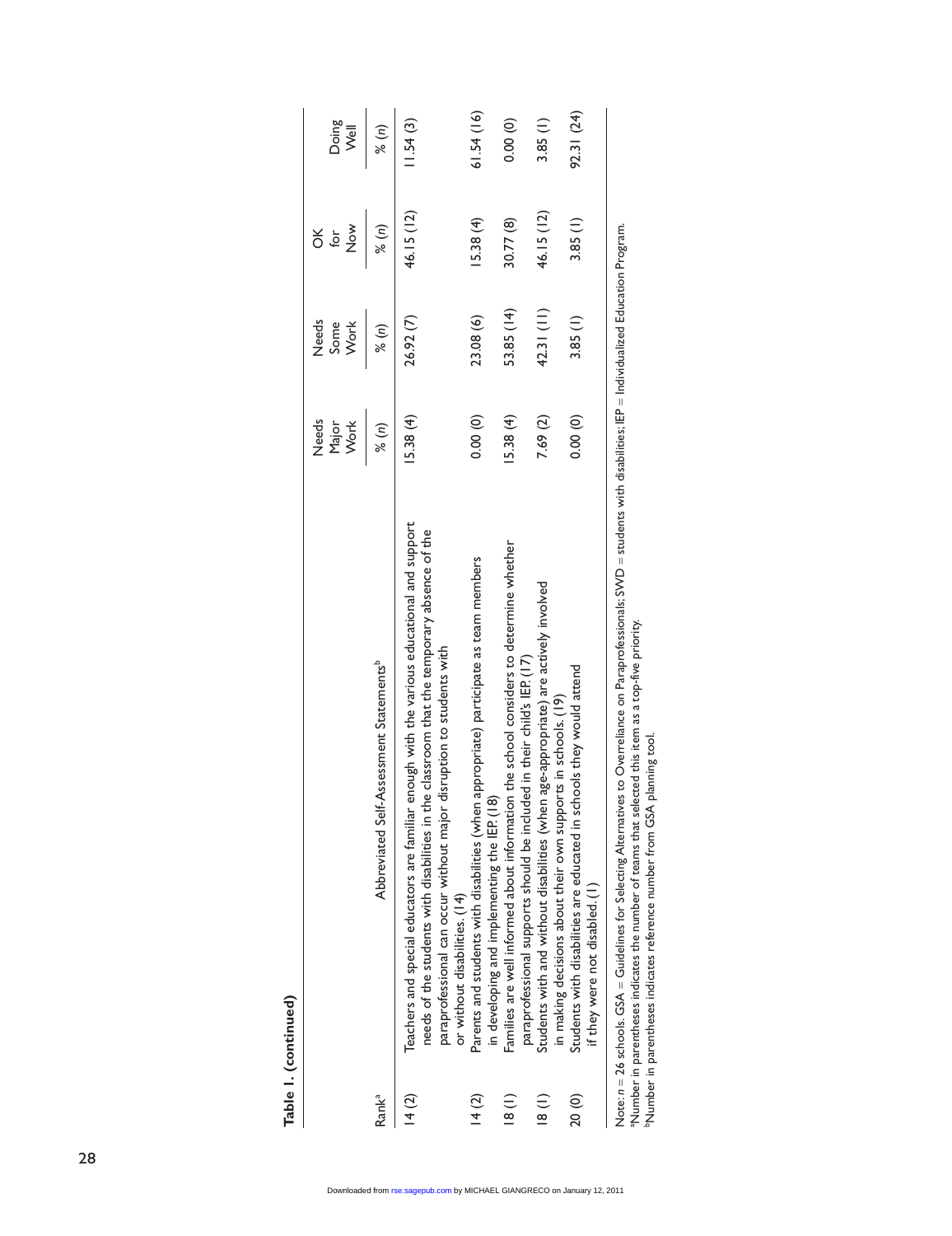**Table 1. (continued)**

| Rank[a] | Abbreviated Self-Assessment Statements[b] | Needs Major Work % (n) | Needs Some Work % (n) | OK for Now % (n) | Doing Well % (n) |
|---|---|---|---|---|---|
| 14 (2) | Teachers and special educators are familiar enough with the various educational and support needs of the students with disabilities in the classroom that the temporary absence of the paraprofessional can occur without major disruption to students with or without disabilities. (14) | 15.38 (4) | 26.92 (7) | 46.15 (12) | 11.54 (3) |
| 14 (2) | Parents and students with disabilities (when appropriate) participate as team members in developing and implementing the IEP. (18) | 0.00 (0) | 23.08 (6) | 15.38 (4) | 61.54 (16) |
| 18 (1) | Families are well informed about information the school considers to determine whether paraprofessional supports should be included in their child's IEP. (17) | 15.38 (4) | 53.85 (14) | 30.77 (8) | 0.00 (0) |
| 18 (1) | Students with and without disabilities (when age-appropriate) are actively involved in making decisions about their own supports in schools. (19) | 7.69 (2) | 42.31 (11) | 46.15 (12) | 3.85 (1) |
| 20 (0) | Students with disabilities are educated in schools they would attend if they were not disabled. (1) | 0.00 (0) | 3.85 (1) | 3.85 (1) | 92.31 (24) |

Note: $n$ = 26 schools. GSA = Guidelines for Selecting Alternatives to Overreliance on Paraprofessionals; SWD = students with disabilities; IEP = Individualized Education Program.
[a]Number in parentheses indicates the number of teams that selected this item as a top-five priority.
[b]Number in parentheses indicates reference number from GSA planning tool.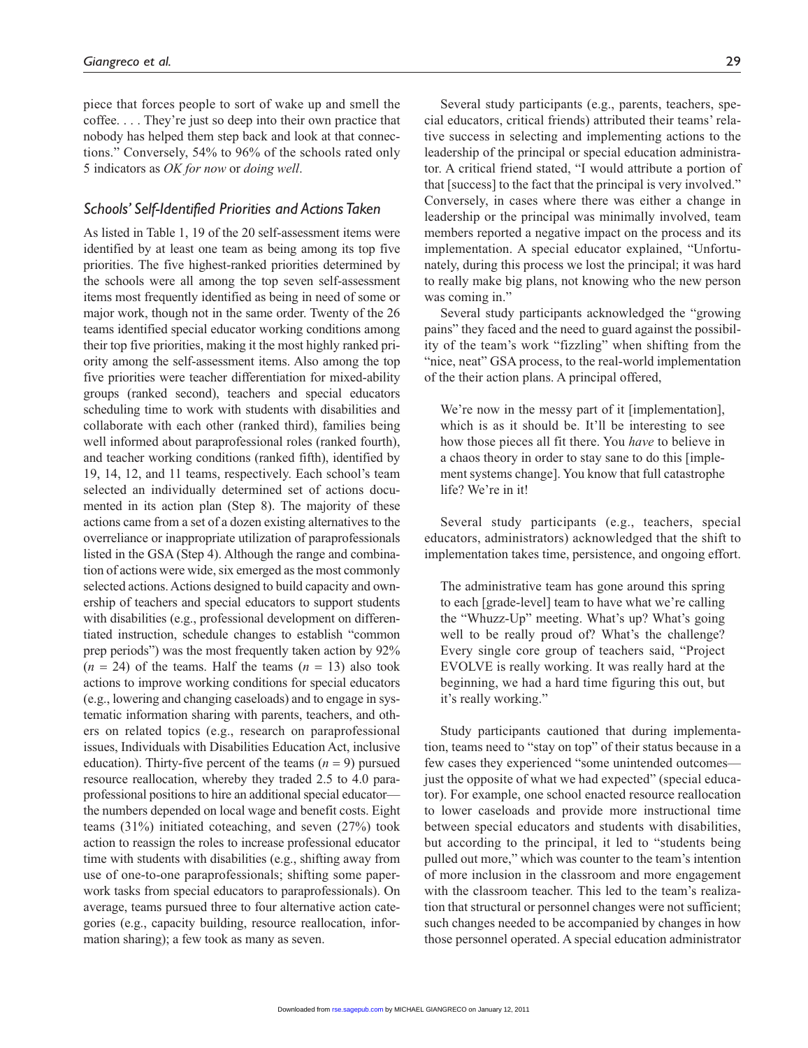piece that forces people to sort of wake up and smell the coffee. . . . They're just so deep into their own practice that nobody has helped them step back and look at that connections." Conversely, 54% to 96% of the schools rated only 5 indicators as *OK for now* or *doing well*.

### Schools' Self-Identified Priorities and Actions Taken

As listed in Table 1, 19 of the 20 self-assessment items were identified by at least one team as being among its top five priorities. The five highest-ranked priorities determined by the schools were all among the top seven self-assessment items most frequently identified as being in need of some or major work, though not in the same order. Twenty of the 26 teams identified special educator working conditions among their top five priorities, making it the most highly ranked priority among the self-assessment items. Also among the top five priorities were teacher differentiation for mixed-ability groups (ranked second), teachers and special educators scheduling time to work with students with disabilities and collaborate with each other (ranked third), families being well informed about paraprofessional roles (ranked fourth), and teacher working conditions (ranked fifth), identified by 19, 14, 12, and 11 teams, respectively. Each school's team selected an individually determined set of actions documented in its action plan (Step 8). The majority of these actions came from a set of a dozen existing alternatives to the overreliance or inappropriate utilization of paraprofessionals listed in the GSA (Step 4). Although the range and combination of actions were wide, six emerged as the most commonly selected actions. Actions designed to build capacity and ownership of teachers and special educators to support students with disabilities (e.g., professional development on differentiated instruction, schedule changes to establish "common prep periods") was the most frequently taken action by 92% ($n$ = 24) of the teams. Half the teams ($n$ = 13) also took actions to improve working conditions for special educators (e.g., lowering and changing caseloads) and to engage in systematic information sharing with parents, teachers, and others on related topics (e.g., research on paraprofessional issues, Individuals with Disabilities Education Act, inclusive education). Thirty-five percent of the teams ($n$ = 9) pursued resource reallocation, whereby they traded 2.5 to 4.0 paraprofessional positions to hire an additional special educator—the numbers depended on local wage and benefit costs. Eight teams (31%) initiated coteaching, and seven (27%) took action to reassign the roles to increase professional educator time with students with disabilities (e.g., shifting away from use of one-to-one paraprofessionals; shifting some paperwork tasks from special educators to paraprofessionals). On average, teams pursued three to four alternative action categories (e.g., capacity building, resource reallocation, information sharing); a few took as many as seven.

Several study participants (e.g., parents, teachers, special educators, critical friends) attributed their teams' relative success in selecting and implementing actions to the leadership of the principal or special education administrator. A critical friend stated, "I would attribute a portion of that [success] to the fact that the principal is very involved." Conversely, in cases where there was either a change in leadership or the principal was minimally involved, team members reported a negative impact on the process and its implementation. A special educator explained, "Unfortunately, during this process we lost the principal; it was hard to really make big plans, not knowing who the new person was coming in."

Several study participants acknowledged the "growing pains" they faced and the need to guard against the possibility of the team's work "fizzling" when shifting from the "nice, neat" GSA process, to the real-world implementation of the their action plans. A principal offered,

> We're now in the messy part of it [implementation], which is as it should be. It'll be interesting to see how those pieces all fit there. You *have* to believe in a chaos theory in order to stay sane to do this [implement systems change]. You know that full catastrophe life? We're in it!

Several study participants (e.g., teachers, special educators, administrators) acknowledged that the shift to implementation takes time, persistence, and ongoing effort.

> The administrative team has gone around this spring to each [grade-level] team to have what we're calling the "Whuzz-Up" meeting. What's up? What's going well to be really proud of? What's the challenge? Every single core group of teachers said, "Project EVOLVE is really working. It was really hard at the beginning, we had a hard time figuring this out, but it's really working."

Study participants cautioned that during implementation, teams need to "stay on top" of their status because in a few cases they experienced "some unintended outcomes—just the opposite of what we had expected" (special educator). For example, one school enacted resource reallocation to lower caseloads and provide more instructional time between special educators and students with disabilities, but according to the principal, it led to "students being pulled out more," which was counter to the team's intention of more inclusion in the classroom and more engagement with the classroom teacher. This led to the team's realization that structural or personnel changes were not sufficient; such changes needed to be accompanied by changes in how those personnel operated. A special education administrator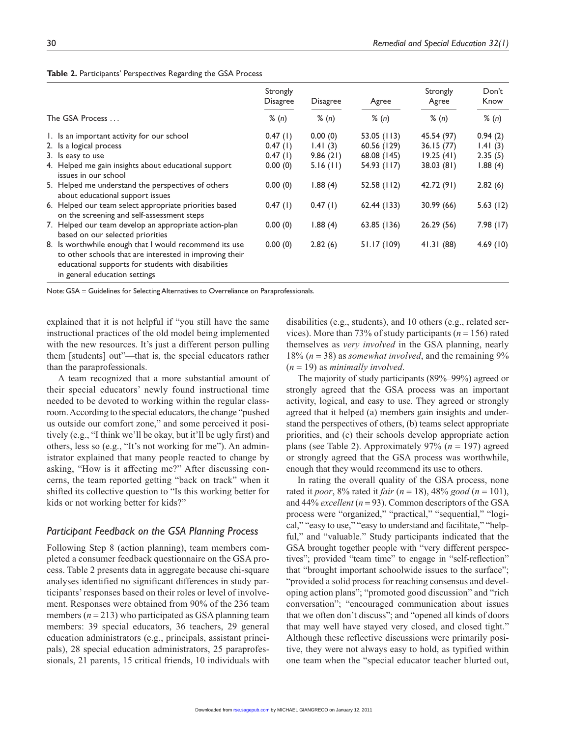**Table 2.** Participants' Perspectives Regarding the GSA Process

| The GSA Process . . . | Strongly Disagree % (n) | Disagree % (n) | Agree % (n) | Strongly Agree % (n) | Don't Know % (n) |
|---|---|---|---|---|---|
| 1. Is an important activity for our school | 0.47 (1) | 0.00 (0) | 53.05 (113) | 45.54 (97) | 0.94 (2) |
| 2. Is a logical process | 0.47 (1) | 1.41 (3) | 60.56 (129) | 36.15 (77) | 1.41 (3) |
| 3. Is easy to use | 0.47 (1) | 9.86 (21) | 68.08 (145) | 19.25 (41) | 2.35 (5) |
| 4. Helped me gain insights about educational support issues in our school | 0.00 (0) | 5.16 (11) | 54.93 (117) | 38.03 (81) | 1.88 (4) |
| 5. Helped me understand the perspectives of others about educational support issues | 0.00 (0) | 1.88 (4) | 52.58 (112) | 42.72 (91) | 2.82 (6) |
| 6. Helped our team select appropriate priorities based on the screening and self-assessment steps | 0.47 (1) | 0.47 (1) | 62.44 (133) | 30.99 (66) | 5.63 (12) |
| 7. Helped our team develop an appropriate action-plan based on our selected priorities | 0.00 (0) | 1.88 (4) | 63.85 (136) | 26.29 (56) | 7.98 (17) |
| 8. Is worthwhile enough that I would recommend its use to other schools that are interested in improving their educational supports for students with disabilities in general education settings | 0.00 (0) | 2.82 (6) | 51.17 (109) | 41.31 (88) | 4.69 (10) |

Note: GSA = Guidelines for Selecting Alternatives to Overreliance on Paraprofessionals.

explained that it is not helpful if "you still have the same instructional practices of the old model being implemented with the new resources. It's just a different person pulling them [students] out"—that is, the special educators rather than the paraprofessionals.

A team recognized that a more substantial amount of their special educators' newly found instructional time needed to be devoted to working within the regular classroom. According to the special educators, the change "pushed us outside our comfort zone," and some perceived it positively (e.g., "I think we'll be okay, but it'll be ugly first) and others, less so (e.g., "It's not working for me"). An administrator explained that many people reacted to change by asking, "How is it affecting me?" After discussing concerns, the team reported getting "back on track" when it shifted its collective question to "Is this working better for kids or not working better for kids?"

### *Participant Feedback on the GSA Planning Process*

Following Step 8 (action planning), team members completed a consumer feedback questionnaire on the GSA process. Table 2 presents data in aggregate because chi-square analyses identified no significant differences in study participants' responses based on their roles or level of involvement. Responses were obtained from 90% of the 236 team members ($n = 213$) who participated as GSA planning team members: 39 special educators, 36 teachers, 29 general education administrators (e.g., principals, assistant principals), 28 special education administrators, 25 paraprofessionals, 21 parents, 15 critical friends, 10 individuals with disabilities (e.g., students), and 10 others (e.g., related services). More than 73% of study participants ($n = 156$) rated themselves as *very involved* in the GSA planning, nearly 18% ($n = 38$) as *somewhat involved*, and the remaining 9% ($n = 19$) as *minimally involved*.

The majority of study participants (89%–99%) agreed or strongly agreed that the GSA process was an important activity, logical, and easy to use. They agreed or strongly agreed that it helped (a) members gain insights and understand the perspectives of others, (b) teams select appropriate priorities, and (c) their schools develop appropriate action plans (see Table 2). Approximately 97% ($n = 197$) agreed or strongly agreed that the GSA process was worthwhile, enough that they would recommend its use to others.

In rating the overall quality of the GSA process, none rated it *poor*, 8% rated it *fair* ($n = 18$), 48% *good* ($n = 101$), and 44% *excellent* ($n = 93$). Common descriptors of the GSA process were "organized," "practical," "sequential," "logical," "easy to use," "easy to understand and facilitate," "helpful," and "valuable." Study participants indicated that the GSA brought together people with "very different perspectives"; provided "team time" to engage in "self-reflection" that "brought important schoolwide issues to the surface"; "provided a solid process for reaching consensus and developing action plans"; "promoted good discussion" and "rich conversation"; "encouraged communication about issues that we often don't discuss"; and "opened all kinds of doors that may well have stayed very closed, and closed tight." Although these reflective discussions were primarily positive, they were not always easy to hold, as typified within one team when the "special educator teacher blurted out,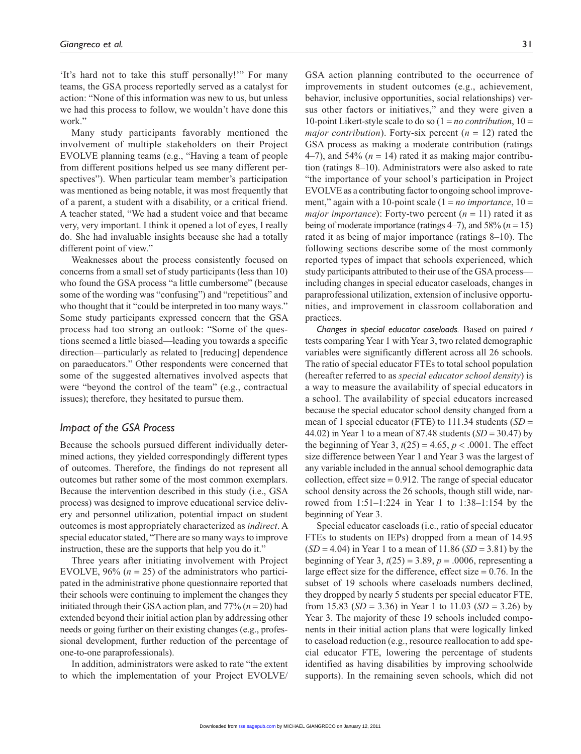'It's hard not to take this stuff personally!'" For many teams, the GSA process reportedly served as a catalyst for action: "None of this information was new to us, but unless we had this process to follow, we wouldn't have done this work."

Many study participants favorably mentioned the involvement of multiple stakeholders on their Project EVOLVE planning teams (e.g., "Having a team of people from different positions helped us see many different perspectives"). When particular team member's participation was mentioned as being notable, it was most frequently that of a parent, a student with a disability, or a critical friend. A teacher stated, "We had a student voice and that became very, very important. I think it opened a lot of eyes, I really do. She had invaluable insights because she had a totally different point of view."

Weaknesses about the process consistently focused on concerns from a small set of study participants (less than 10) who found the GSA process "a little cumbersome" (because some of the wording was "confusing") and "repetitious" and who thought that it "could be interpreted in too many ways." Some study participants expressed concern that the GSA process had too strong an outlook: "Some of the questions seemed a little biased—leading you towards a specific direction—particularly as related to [reducing] dependence on paraeducators." Other respondents were concerned that some of the suggested alternatives involved aspects that were "beyond the control of the team" (e.g., contractual issues); therefore, they hesitated to pursue them.

## *Impact of the GSA Process*

Because the schools pursued different individually determined actions, they yielded correspondingly different types of outcomes. Therefore, the findings do not represent all outcomes but rather some of the most common exemplars. Because the intervention described in this study (i.e., GSA process) was designed to improve educational service delivery and personnel utilization, potential impact on student outcomes is most appropriately characterized as *indirect*. A special educator stated, "There are so many ways to improve instruction, these are the supports that help you do it."

Three years after initiating involvement with Project EVOLVE, 96% ($n = 25$) of the administrators who participated in the administrative phone questionnaire reported that their schools were continuing to implement the changes they initiated through their GSA action plan, and 77% ($n = 20$) had extended beyond their initial action plan by addressing other needs or going further on their existing changes (e.g., professional development, further reduction of the percentage of one-to-one paraprofessionals).

In addition, administrators were asked to rate "the extent to which the implementation of your Project EVOLVE/GSA action planning contributed to the occurrence of improvements in student outcomes (e.g., achievement, behavior, inclusive opportunities, social relationships) versus other factors or initiatives," and they were given a 10-point Likert-style scale to do so (1 = *no contribution*, 10 = *major contribution*). Forty-six percent ($n = 12$) rated the GSA process as making a moderate contribution (ratings 4–7), and 54% ($n = 14$) rated it as making major contribution (ratings 8–10). Administrators were also asked to rate "the importance of your school's participation in Project EVOLVE as a contributing factor to ongoing school improvement," again with a 10-point scale (1 = *no importance*, 10 = *major importance*): Forty-two percent ($n = 11$) rated it as being of moderate importance (ratings 4–7), and 58% ($n = 15$) rated it as being of major importance (ratings 8–10). The following sections describe some of the most commonly reported types of impact that schools experienced, which study participants attributed to their use of the GSA process—including changes in special educator caseloads, changes in paraprofessional utilization, extension of inclusive opportunities, and improvement in classroom collaboration and practices.

*Changes in special educator caseloads.* Based on paired $t$ tests comparing Year 1 with Year 3, two related demographic variables were significantly different across all 26 schools. The ratio of special educator FTEs to total school population (hereafter referred to as *special educator school density*) is a way to measure the availability of special educators in a school. The availability of special educators increased because the special educator school density changed from a mean of 1 special educator (FTE) to 111.34 students ($SD = 44.02$) in Year 1 to a mean of 87.48 students ($SD = 30.47$) by the beginning of Year 3, $t(25) = 4.65$, $p < .0001$. The effect size difference between Year 1 and Year 3 was the largest of any variable included in the annual school demographic data collection, effect size = 0.912. The range of special educator school density across the 26 schools, though still wide, narrowed from 1:51–1:224 in Year 1 to 1:38–1:154 by the beginning of Year 3.

Special educator caseloads (i.e., ratio of special educator FTEs to students on IEPs) dropped from a mean of 14.95 ($SD = 4.04$) in Year 1 to a mean of 11.86 ($SD = 3.81$) by the beginning of Year 3, $t(25) = 3.89$, $p = .0006$, representing a large effect size for the difference, effect size = 0.76. In the subset of 19 schools where caseloads numbers declined, they dropped by nearly 5 students per special educator FTE, from 15.83 ($SD = 3.36$) in Year 1 to 11.03 ($SD = 3.26$) by Year 3. The majority of these 19 schools included components in their initial action plans that were logically linked to caseload reduction (e.g., resource reallocation to add special educator FTE, lowering the percentage of students identified as having disabilities by improving schoolwide supports). In the remaining seven schools, which did not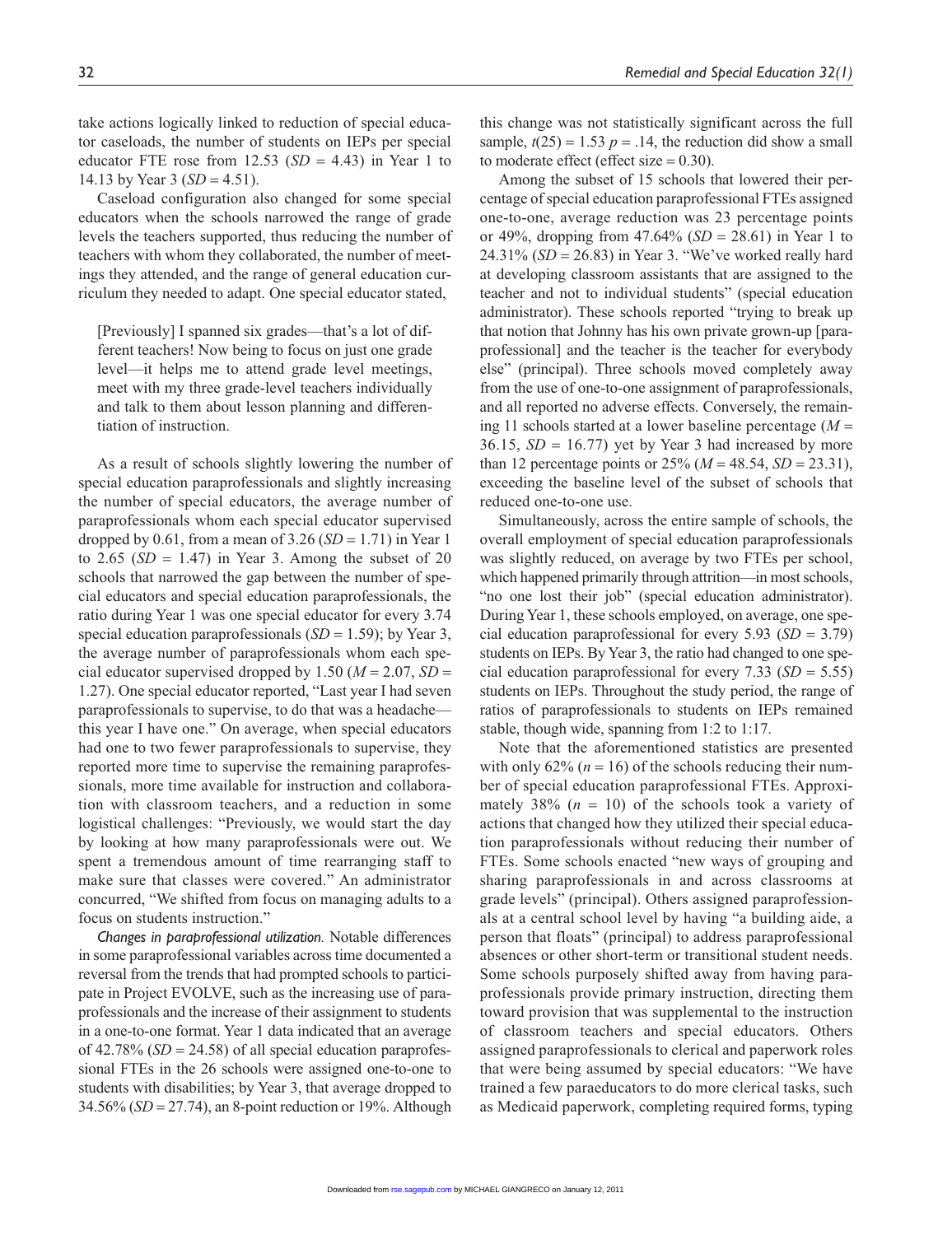take actions logically linked to reduction of special educator caseloads, the number of students on IEPs per special educator FTE rose from 12.53 ($SD$ = 4.43) in Year 1 to 14.13 by Year 3 ($SD$ = 4.51).

Caseload configuration also changed for some special educators when the schools narrowed the range of grade levels the teachers supported, thus reducing the number of teachers with whom they collaborated, the number of meetings they attended, and the range of general education curriculum they needed to adapt. One special educator stated,

> [Previously] I spanned six grades—that's a lot of different teachers! Now being to focus on just one grade level—it helps me to attend grade level meetings, meet with my three grade-level teachers individually and talk to them about lesson planning and differentiation of instruction.

As a result of schools slightly lowering the number of special education paraprofessionals and slightly increasing the number of special educators, the average number of paraprofessionals whom each special educator supervised dropped by 0.61, from a mean of 3.26 ($SD$ = 1.71) in Year 1 to 2.65 ($SD$ = 1.47) in Year 3. Among the subset of 20 schools that narrowed the gap between the number of special educators and special education paraprofessionals, the ratio during Year 1 was one special educator for every 3.74 special education paraprofessionals ($SD$ = 1.59); by Year 3, the average number of paraprofessionals whom each special educator supervised dropped by 1.50 ($M$ = 2.07, $SD$ = 1.27). One special educator reported, "Last year I had seven paraprofessionals to supervise, to do that was a headache—this year I have one." On average, when special educators had one to two fewer paraprofessionals to supervise, they reported more time to supervise the remaining paraprofessionals, more time available for instruction and collaboration with classroom teachers, and a reduction in some logistical challenges: "Previously, we would start the day by looking at how many paraprofessionals were out. We spent a tremendous amount of time rearranging staff to make sure that classes were covered." An administrator concurred, "We shifted from focus on managing adults to a focus on students instruction."

*Changes in paraprofessional utilization.* Notable differences in some paraprofessional variables across time documented a reversal from the trends that had prompted schools to participate in Project EVOLVE, such as the increasing use of paraprofessionals and the increase of their assignment to students in a one-to-one format. Year 1 data indicated that an average of 42.78% ($SD$ = 24.58) of all special education paraprofessional FTEs in the 26 schools were assigned one-to-one to students with disabilities; by Year 3, that average dropped to 34.56% ($SD$ = 27.74), an 8-point reduction or 19%. Although this change was not statistically significant across the full sample, $t(25) = 1.53$ $p = .14$, the reduction did show a small to moderate effect (effect size = 0.30).

Among the subset of 15 schools that lowered their percentage of special education paraprofessional FTEs assigned one-to-one, average reduction was 23 percentage points or 49%, dropping from 47.64% ($SD$ = 28.61) in Year 1 to 24.31% ($SD$ = 26.83) in Year 3. "We've worked really hard at developing classroom assistants that are assigned to the teacher and not to individual students" (special education administrator). These schools reported "trying to break up that notion that Johnny has his own private grown-up [paraprofessional] and the teacher is the teacher for everybody else" (principal). Three schools moved completely away from the use of one-to-one assignment of paraprofessionals, and all reported no adverse effects. Conversely, the remaining 11 schools started at a lower baseline percentage ($M$ = 36.15, $SD$ = 16.77) yet by Year 3 had increased by more than 12 percentage points or 25% ($M$ = 48.54, $SD$ = 23.31), exceeding the baseline level of the subset of schools that reduced one-to-one use.

Simultaneously, across the entire sample of schools, the overall employment of special education paraprofessionals was slightly reduced, on average by two FTEs per school, which happened primarily through attrition—in most schools, "no one lost their job" (special education administrator). During Year 1, these schools employed, on average, one special education paraprofessional for every 5.93 ($SD$ = 3.79) students on IEPs. By Year 3, the ratio had changed to one special education paraprofessional for every 7.33 ($SD$ = 5.55) students on IEPs. Throughout the study period, the range of ratios of paraprofessionals to students on IEPs remained stable, though wide, spanning from 1:2 to 1:17.

Note that the aforementioned statistics are presented with only 62% ($n$ = 16) of the schools reducing their number of special education paraprofessional FTEs. Approximately 38% ($n$ = 10) of the schools took a variety of actions that changed how they utilized their special education paraprofessionals without reducing their number of FTEs. Some schools enacted "new ways of grouping and sharing paraprofessionals in and across classrooms at grade levels" (principal). Others assigned paraprofessionals at a central school level by having "a building aide, a person that floats" (principal) to address paraprofessional absences or other short-term or transitional student needs. Some schools purposely shifted away from having paraprofessionals provide primary instruction, directing them toward provision that was supplemental to the instruction of classroom teachers and special educators. Others assigned paraprofessionals to clerical and paperwork roles that were being assumed by special educators: "We have trained a few paraeducators to do more clerical tasks, such as Medicaid paperwork, completing required forms, typing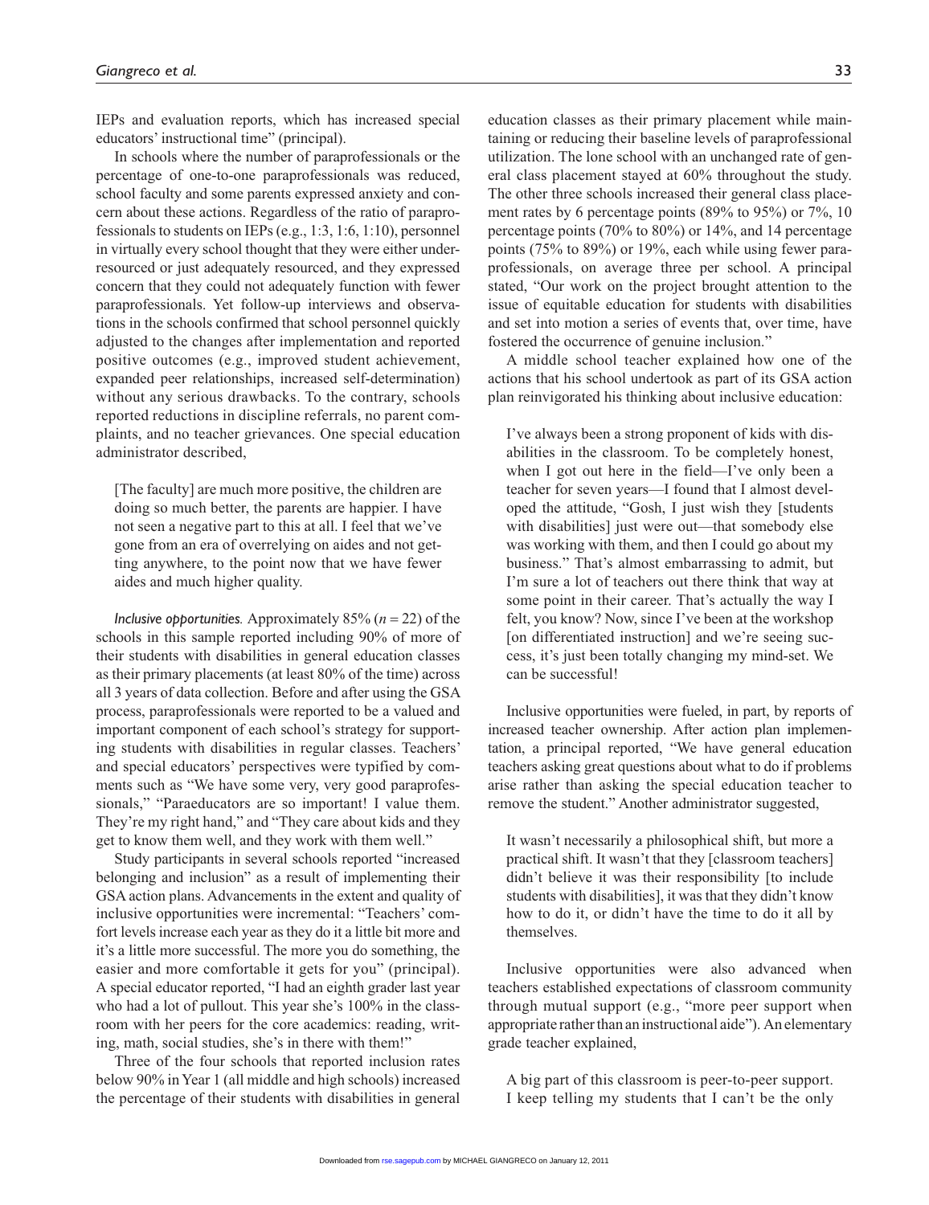IEPs and evaluation reports, which has increased special educators' instructional time" (principal).

In schools where the number of paraprofessionals or the percentage of one-to-one paraprofessionals was reduced, school faculty and some parents expressed anxiety and concern about these actions. Regardless of the ratio of paraprofessionals to students on IEPs (e.g., 1:3, 1:6, 1:10), personnel in virtually every school thought that they were either underresourced or just adequately resourced, and they expressed concern that they could not adequately function with fewer paraprofessionals. Yet follow-up interviews and observations in the schools confirmed that school personnel quickly adjusted to the changes after implementation and reported positive outcomes (e.g., improved student achievement, expanded peer relationships, increased self-determination) without any serious drawbacks. To the contrary, schools reported reductions in discipline referrals, no parent complaints, and no teacher grievances. One special education administrator described,

> [The faculty] are much more positive, the children are doing so much better, the parents are happier. I have not seen a negative part to this at all. I feel that we've gone from an era of overrelying on aides and not getting anywhere, to the point now that we have fewer aides and much higher quality.

*Inclusive opportunities.* Approximately 85% ($n = 22$) of the schools in this sample reported including 90% of more of their students with disabilities in general education classes as their primary placements (at least 80% of the time) across all 3 years of data collection. Before and after using the GSA process, paraprofessionals were reported to be a valued and important component of each school's strategy for supporting students with disabilities in regular classes. Teachers' and special educators' perspectives were typified by comments such as "We have some very, very good paraprofessionals," "Paraeducators are so important! I value them. They're my right hand," and "They care about kids and they get to know them well, and they work with them well."

Study participants in several schools reported "increased belonging and inclusion" as a result of implementing their GSA action plans. Advancements in the extent and quality of inclusive opportunities were incremental: "Teachers' comfort levels increase each year as they do it a little bit more and it's a little more successful. The more you do something, the easier and more comfortable it gets for you" (principal). A special educator reported, "I had an eighth grader last year who had a lot of pullout. This year she's 100% in the classroom with her peers for the core academics: reading, writing, math, social studies, she's in there with them!"

Three of the four schools that reported inclusion rates below 90% in Year 1 (all middle and high schools) increased the percentage of their students with disabilities in general education classes as their primary placement while maintaining or reducing their baseline levels of paraprofessional utilization. The lone school with an unchanged rate of general class placement stayed at 60% throughout the study. The other three schools increased their general class placement rates by 6 percentage points (89% to 95%) or 7%, 10 percentage points (70% to 80%) or 14%, and 14 percentage points (75% to 89%) or 19%, each while using fewer paraprofessionals, on average three per school. A principal stated, "Our work on the project brought attention to the issue of equitable education for students with disabilities and set into motion a series of events that, over time, have fostered the occurrence of genuine inclusion."

A middle school teacher explained how one of the actions that his school undertook as part of its GSA action plan reinvigorated his thinking about inclusive education:

> I've always been a strong proponent of kids with disabilities in the classroom. To be completely honest, when I got out here in the field—I've only been a teacher for seven years—I found that I almost developed the attitude, "Gosh, I just wish they [students with disabilities] just were out—that somebody else was working with them, and then I could go about my business." That's almost embarrassing to admit, but I'm sure a lot of teachers out there think that way at some point in their career. That's actually the way I felt, you know? Now, since I've been at the workshop [on differentiated instruction] and we're seeing success, it's just been totally changing my mind-set. We can be successful!

Inclusive opportunities were fueled, in part, by reports of increased teacher ownership. After action plan implementation, a principal reported, "We have general education teachers asking great questions about what to do if problems arise rather than asking the special education teacher to remove the student." Another administrator suggested,

> It wasn't necessarily a philosophical shift, but more a practical shift. It wasn't that they [classroom teachers] didn't believe it was their responsibility [to include students with disabilities], it was that they didn't know how to do it, or didn't have the time to do it all by themselves.

Inclusive opportunities were also advanced when teachers established expectations of classroom community through mutual support (e.g., "more peer support when appropriate rather than an instructional aide"). An elementary grade teacher explained,

> A big part of this classroom is peer-to-peer support. I keep telling my students that I can't be the only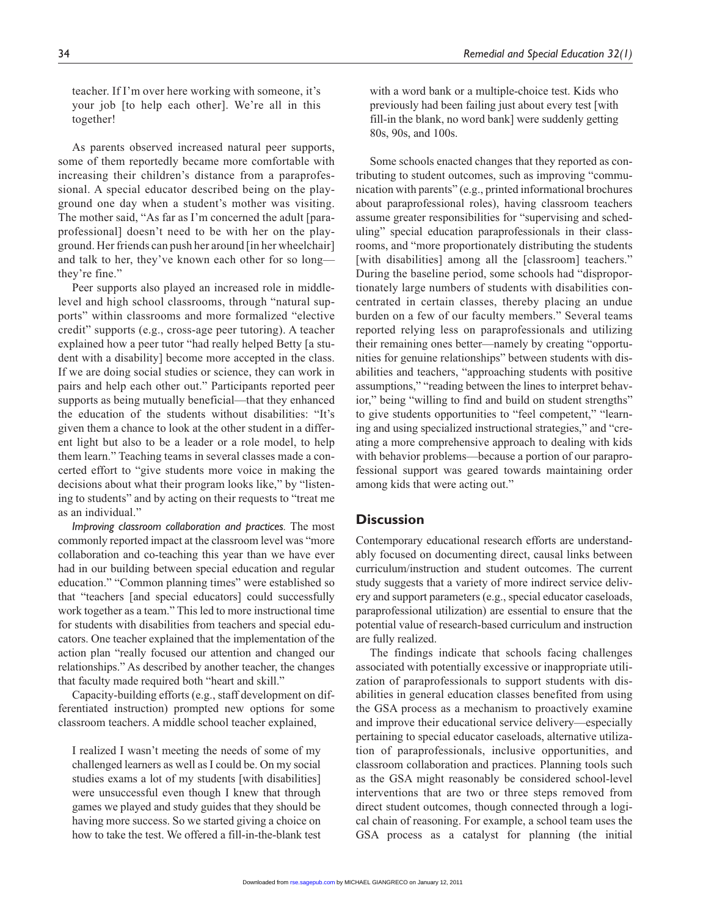teacher. If I'm over here working with someone, it's your job [to help each other]. We're all in this together!

As parents observed increased natural peer supports, some of them reportedly became more comfortable with increasing their children's distance from a paraprofessional. A special educator described being on the playground one day when a student's mother was visiting. The mother said, "As far as I'm concerned the adult [paraprofessional] doesn't need to be with her on the playground. Her friends can push her around [in her wheelchair] and talk to her, they've known each other for so long—they're fine."

Peer supports also played an increased role in middle-level and high school classrooms, through "natural supports" within classrooms and more formalized "elective credit" supports (e.g., cross-age peer tutoring). A teacher explained how a peer tutor "had really helped Betty [a student with a disability] become more accepted in the class. If we are doing social studies or science, they can work in pairs and help each other out." Participants reported peer supports as being mutually beneficial—that they enhanced the education of the students without disabilities: "It's given them a chance to look at the other student in a different light but also to be a leader or a role model, to help them learn." Teaching teams in several classes made a concerted effort to "give students more voice in making the decisions about what their program looks like," by "listening to students" and by acting on their requests to "treat me as an individual."

*Improving classroom collaboration and practices.* The most commonly reported impact at the classroom level was "more collaboration and co-teaching this year than we have ever had in our building between special education and regular education." "Common planning times" were established so that "teachers [and special educators] could successfully work together as a team." This led to more instructional time for students with disabilities from teachers and special educators. One teacher explained that the implementation of the action plan "really focused our attention and changed our relationships." As described by another teacher, the changes that faculty made required both "heart and skill."

Capacity-building efforts (e.g., staff development on differentiated instruction) prompted new options for some classroom teachers. A middle school teacher explained,

> I realized I wasn't meeting the needs of some of my challenged learners as well as I could be. On my social studies exams a lot of my students [with disabilities] were unsuccessful even though I knew that through games we played and study guides that they should be having more success. So we started giving a choice on how to take the test. We offered a fill-in-the-blank test with a word bank or a multiple-choice test. Kids who previously had been failing just about every test [with fill-in the blank, no word bank] were suddenly getting 80s, 90s, and 100s.

Some schools enacted changes that they reported as contributing to student outcomes, such as improving "communication with parents" (e.g., printed informational brochures about paraprofessional roles), having classroom teachers assume greater responsibilities for "supervising and scheduling" special education paraprofessionals in their classrooms, and "more proportionately distributing the students [with disabilities] among all the [classroom] teachers." During the baseline period, some schools had "disproportionately large numbers of students with disabilities concentrated in certain classes, thereby placing an undue burden on a few of our faculty members." Several teams reported relying less on paraprofessionals and utilizing their remaining ones better—namely by creating "opportunities for genuine relationships" between students with disabilities and teachers, "approaching students with positive assumptions," "reading between the lines to interpret behavior," being "willing to find and build on student strengths" to give students opportunities to "feel competent," "learning and using specialized instructional strategies," and "creating a more comprehensive approach to dealing with kids with behavior problems—because a portion of our paraprofessional support was geared towards maintaining order among kids that were acting out."

## Discussion

Contemporary educational research efforts are understandably focused on documenting direct, causal links between curriculum/instruction and student outcomes. The current study suggests that a variety of more indirect service delivery and support parameters (e.g., special educator caseloads, paraprofessional utilization) are essential to ensure that the potential value of research-based curriculum and instruction are fully realized.

The findings indicate that schools facing challenges associated with potentially excessive or inappropriate utilization of paraprofessionals to support students with disabilities in general education classes benefited from using the GSA process as a mechanism to proactively examine and improve their educational service delivery—especially pertaining to special educator caseloads, alternative utilization of paraprofessionals, inclusive opportunities, and classroom collaboration and practices. Planning tools such as the GSA might reasonably be considered school-level interventions that are two or three steps removed from direct student outcomes, though connected through a logical chain of reasoning. For example, a school team uses the GSA process as a catalyst for planning (the initial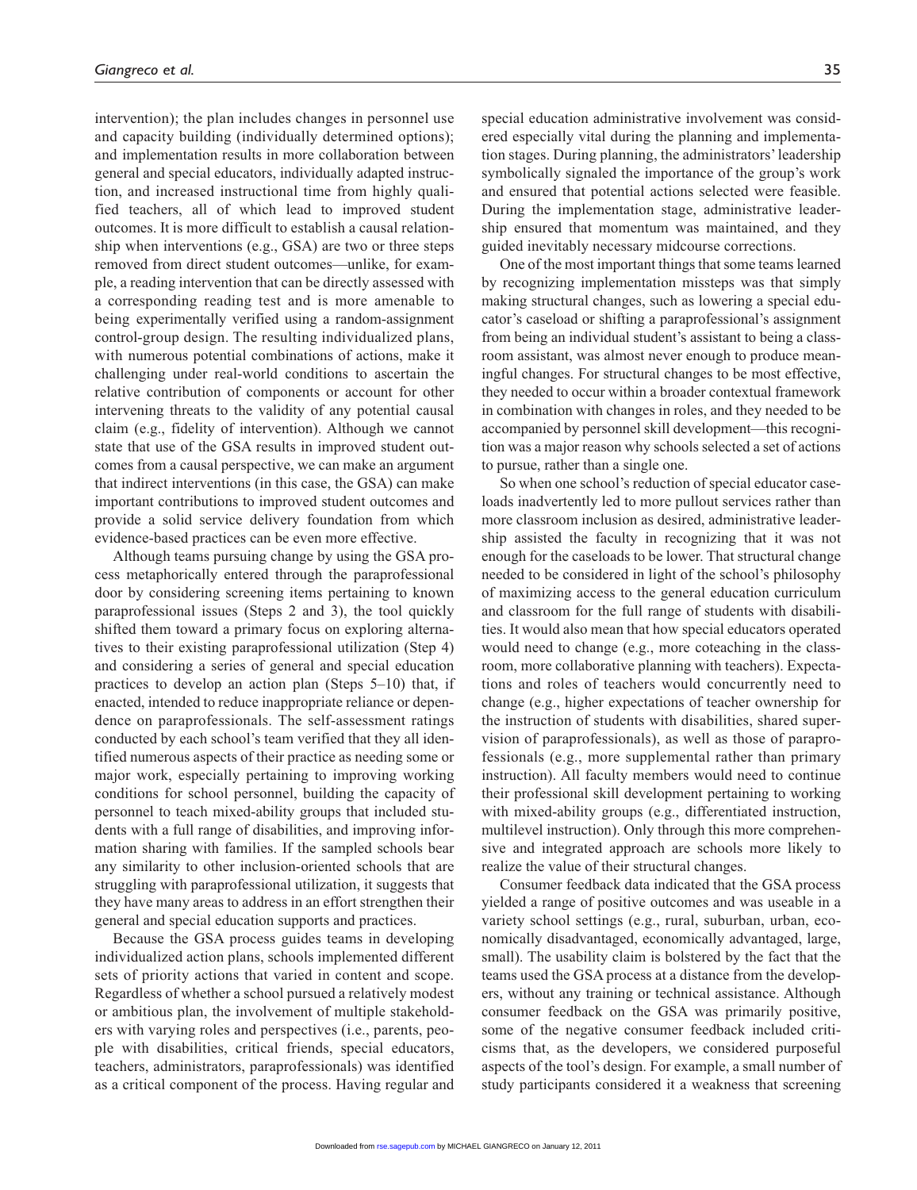intervention); the plan includes changes in personnel use and capacity building (individually determined options); and implementation results in more collaboration between general and special educators, individually adapted instruction, and increased instructional time from highly qualified teachers, all of which lead to improved student outcomes. It is more difficult to establish a causal relationship when interventions (e.g., GSA) are two or three steps removed from direct student outcomes—unlike, for example, a reading intervention that can be directly assessed with a corresponding reading test and is more amenable to being experimentally verified using a random-assignment control-group design. The resulting individualized plans, with numerous potential combinations of actions, make it challenging under real-world conditions to ascertain the relative contribution of components or account for other intervening threats to the validity of any potential causal claim (e.g., fidelity of intervention). Although we cannot state that use of the GSA results in improved student outcomes from a causal perspective, we can make an argument that indirect interventions (in this case, the GSA) can make important contributions to improved student outcomes and provide a solid service delivery foundation from which evidence-based practices can be even more effective.

Although teams pursuing change by using the GSA process metaphorically entered through the paraprofessional door by considering screening items pertaining to known paraprofessional issues (Steps 2 and 3), the tool quickly shifted them toward a primary focus on exploring alternatives to their existing paraprofessional utilization (Step 4) and considering a series of general and special education practices to develop an action plan (Steps 5–10) that, if enacted, intended to reduce inappropriate reliance or dependence on paraprofessionals. The self-assessment ratings conducted by each school's team verified that they all identified numerous aspects of their practice as needing some or major work, especially pertaining to improving working conditions for school personnel, building the capacity of personnel to teach mixed-ability groups that included students with a full range of disabilities, and improving information sharing with families. If the sampled schools bear any similarity to other inclusion-oriented schools that are struggling with paraprofessional utilization, it suggests that they have many areas to address in an effort strengthen their general and special education supports and practices.

Because the GSA process guides teams in developing individualized action plans, schools implemented different sets of priority actions that varied in content and scope. Regardless of whether a school pursued a relatively modest or ambitious plan, the involvement of multiple stakeholders with varying roles and perspectives (i.e., parents, people with disabilities, critical friends, special educators, teachers, administrators, paraprofessionals) was identified as a critical component of the process. Having regular and special education administrative involvement was considered especially vital during the planning and implementation stages. During planning, the administrators' leadership symbolically signaled the importance of the group's work and ensured that potential actions selected were feasible. During the implementation stage, administrative leadership ensured that momentum was maintained, and they guided inevitably necessary midcourse corrections.

One of the most important things that some teams learned by recognizing implementation missteps was that simply making structural changes, such as lowering a special educator's caseload or shifting a paraprofessional's assignment from being an individual student's assistant to being a classroom assistant, was almost never enough to produce meaningful changes. For structural changes to be most effective, they needed to occur within a broader contextual framework in combination with changes in roles, and they needed to be accompanied by personnel skill development—this recognition was a major reason why schools selected a set of actions to pursue, rather than a single one.

So when one school's reduction of special educator caseloads inadvertently led to more pullout services rather than more classroom inclusion as desired, administrative leadership assisted the faculty in recognizing that it was not enough for the caseloads to be lower. That structural change needed to be considered in light of the school's philosophy of maximizing access to the general education curriculum and classroom for the full range of students with disabilities. It would also mean that how special educators operated would need to change (e.g., more coteaching in the classroom, more collaborative planning with teachers). Expectations and roles of teachers would concurrently need to change (e.g., higher expectations of teacher ownership for the instruction of students with disabilities, shared supervision of paraprofessionals), as well as those of paraprofessionals (e.g., more supplemental rather than primary instruction). All faculty members would need to continue their professional skill development pertaining to working with mixed-ability groups (e.g., differentiated instruction, multilevel instruction). Only through this more comprehensive and integrated approach are schools more likely to realize the value of their structural changes.

Consumer feedback data indicated that the GSA process yielded a range of positive outcomes and was useable in a variety school settings (e.g., rural, suburban, urban, economically disadvantaged, economically advantaged, large, small). The usability claim is bolstered by the fact that the teams used the GSA process at a distance from the developers, without any training or technical assistance. Although consumer feedback on the GSA was primarily positive, some of the negative consumer feedback included criticisms that, as the developers, we considered purposeful aspects of the tool's design. For example, a small number of study participants considered it a weakness that screening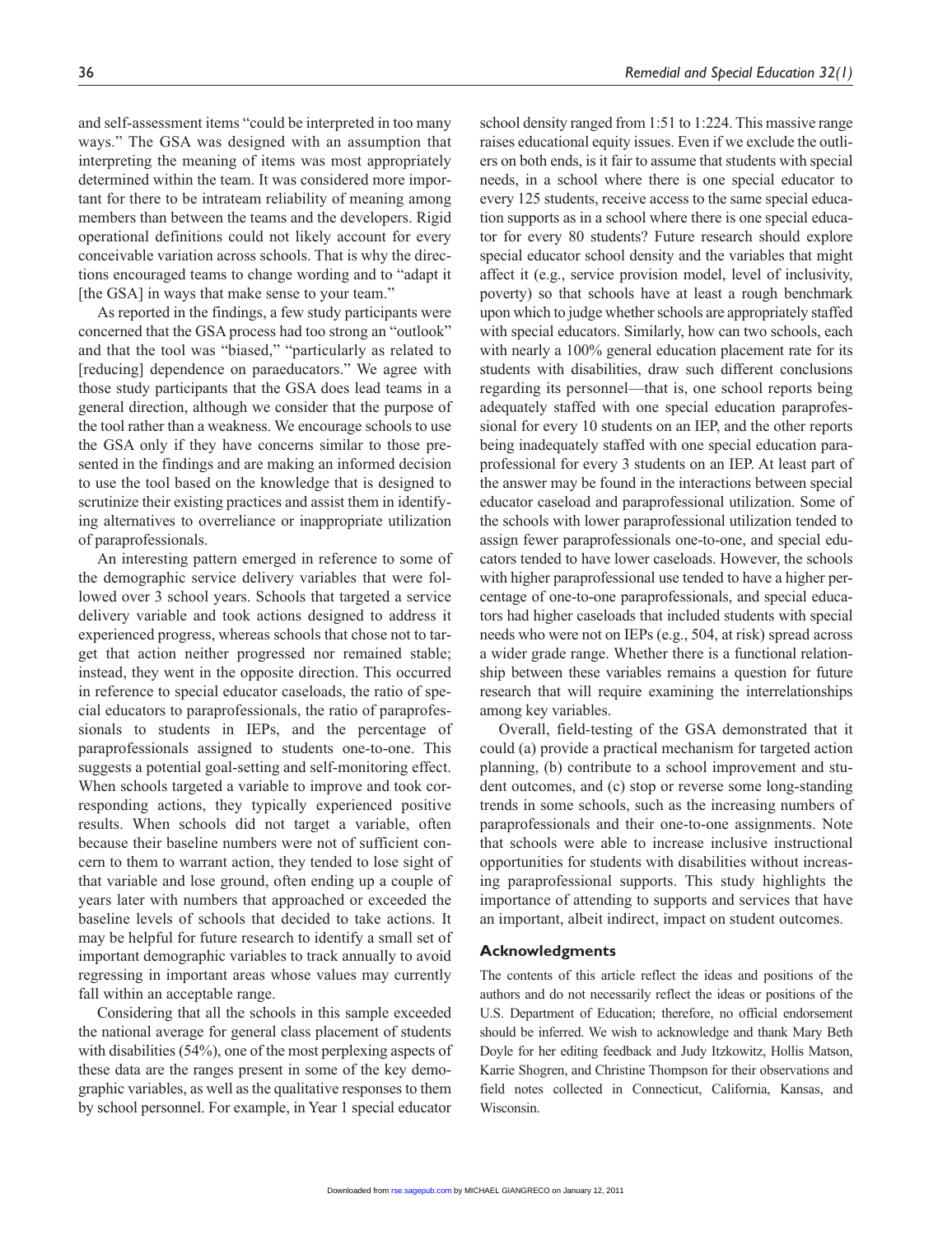and self-assessment items "could be interpreted in too many ways." The GSA was designed with an assumption that interpreting the meaning of items was most appropriately determined within the team. It was considered more important for there to be intrateam reliability of meaning among members than between the teams and the developers. Rigid operational definitions could not likely account for every conceivable variation across schools. That is why the directions encouraged teams to change wording and to "adapt it [the GSA] in ways that make sense to your team."

As reported in the findings, a few study participants were concerned that the GSA process had too strong an "outlook" and that the tool was "biased," "particularly as related to [reducing] dependence on paraeducators." We agree with those study participants that the GSA does lead teams in a general direction, although we consider that the purpose of the tool rather than a weakness. We encourage schools to use the GSA only if they have concerns similar to those presented in the findings and are making an informed decision to use the tool based on the knowledge that is designed to scrutinize their existing practices and assist them in identifying alternatives to overreliance or inappropriate utilization of paraprofessionals.

An interesting pattern emerged in reference to some of the demographic service delivery variables that were followed over 3 school years. Schools that targeted a service delivery variable and took actions designed to address it experienced progress, whereas schools that chose not to target that action neither progressed nor remained stable; instead, they went in the opposite direction. This occurred in reference to special educator caseloads, the ratio of special educators to paraprofessionals, the ratio of paraprofessionals to students in IEPs, and the percentage of paraprofessionals assigned to students one-to-one. This suggests a potential goal-setting and self-monitoring effect. When schools targeted a variable to improve and took corresponding actions, they typically experienced positive results. When schools did not target a variable, often because their baseline numbers were not of sufficient concern to them to warrant action, they tended to lose sight of that variable and lose ground, often ending up a couple of years later with numbers that approached or exceeded the baseline levels of schools that decided to take actions. It may be helpful for future research to identify a small set of important demographic variables to track annually to avoid regressing in important areas whose values may currently fall within an acceptable range.

Considering that all the schools in this sample exceeded the national average for general class placement of students with disabilities (54%), one of the most perplexing aspects of these data are the ranges present in some of the key demographic variables, as well as the qualitative responses to them by school personnel. For example, in Year 1 special educator school density ranged from 1:51 to 1:224. This massive range raises educational equity issues. Even if we exclude the outliers on both ends, is it fair to assume that students with special needs, in a school where there is one special educator to every 125 students, receive access to the same special education supports as in a school where there is one special educator for every 80 students? Future research should explore special educator school density and the variables that might affect it (e.g., service provision model, level of inclusivity, poverty) so that schools have at least a rough benchmark upon which to judge whether schools are appropriately staffed with special educators. Similarly, how can two schools, each with nearly a 100% general education placement rate for its students with disabilities, draw such different conclusions regarding its personnel—that is, one school reports being adequately staffed with one special education paraprofessional for every 10 students on an IEP, and the other reports being inadequately staffed with one special education paraprofessional for every 3 students on an IEP. At least part of the answer may be found in the interactions between special educator caseload and paraprofessional utilization. Some of the schools with lower paraprofessional utilization tended to assign fewer paraprofessionals one-to-one, and special educators tended to have lower caseloads. However, the schools with higher paraprofessional use tended to have a higher percentage of one-to-one paraprofessionals, and special educators had higher caseloads that included students with special needs who were not on IEPs (e.g., 504, at risk) spread across a wider grade range. Whether there is a functional relationship between these variables remains a question for future research that will require examining the interrelationships among key variables.

Overall, field-testing of the GSA demonstrated that it could (a) provide a practical mechanism for targeted action planning, (b) contribute to a school improvement and student outcomes, and (c) stop or reverse some long-standing trends in some schools, such as the increasing numbers of paraprofessionals and their one-to-one assignments. Note that schools were able to increase inclusive instructional opportunities for students with disabilities without increasing paraprofessional supports. This study highlights the importance of attending to supports and services that have an important, albeit indirect, impact on student outcomes.

## Acknowledgments

The contents of this article reflect the ideas and positions of the authors and do not necessarily reflect the ideas or positions of the U.S. Department of Education; therefore, no official endorsement should be inferred. We wish to acknowledge and thank Mary Beth Doyle for her editing feedback and Judy Itzkowitz, Hollis Matson, Karrie Shogren, and Christine Thompson for their observations and field notes collected in Connecticut, California, Kansas, and Wisconsin.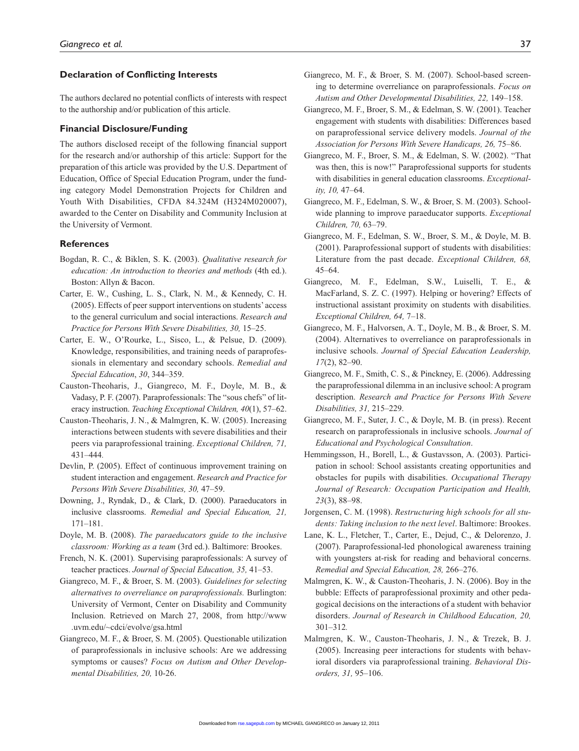## Declaration of Conflicting Interests

The authors declared no potential conflicts of interests with respect to the authorship and/or publication of this article.

## Financial Disclosure/Funding

The authors disclosed receipt of the following financial support for the research and/or authorship of this article: Support for the preparation of this article was provided by the U.S. Department of Education, Office of Special Education Program, under the funding category Model Demonstration Projects for Children and Youth With Disabilities, CFDA 84.324M (H324M020007), awarded to the Center on Disability and Community Inclusion at the University of Vermont.

## References

Bogdan, R. C., & Biklen, S. K. (2003). *Qualitative research for education: An introduction to theories and methods* (4th ed.). Boston: Allyn & Bacon.

Carter, E. W., Cushing, L. S., Clark, N. M., & Kennedy, C. H. (2005). Effects of peer support interventions on students' access to the general curriculum and social interactions. *Research and Practice for Persons With Severe Disabilities, 30,* 15–25.

Carter, E. W., O'Rourke, L., Sisco, L., & Pelsue, D. (2009). Knowledge, responsibilities, and training needs of paraprofessionals in elementary and secondary schools. *Remedial and Special Education*, *30*, 344–359.

Causton-Theoharis, J., Giangreco, M. F., Doyle, M. B., & Vadasy, P. F. (2007). Paraprofessionals: The "sous chefs" of literacy instruction. *Teaching Exceptional Children, 40*(1), 57–62.

Causton-Theoharis, J. N., & Malmgren, K. W. (2005). Increasing interactions between students with severe disabilities and their peers via paraprofessional training. *Exceptional Children, 71,* 431–444.

Devlin, P. (2005). Effect of continuous improvement training on student interaction and engagement. *Research and Practice for Persons With Severe Disabilities, 30,* 47–59.

Downing, J., Ryndak, D., & Clark, D. (2000). Paraeducators in inclusive classrooms. *Remedial and Special Education, 21,* 171–181.

Doyle, M. B. (2008). *The paraeducators guide to the inclusive classroom: Working as a team* (3rd ed.). Baltimore: Brookes.

French, N. K. (2001). Supervising paraprofessionals: A survey of teacher practices. *Journal of Special Education, 35,* 41–53.

Giangreco, M. F., & Broer, S. M. (2003). *Guidelines for selecting alternatives to overreliance on paraprofessionals.* Burlington: University of Vermont, Center on Disability and Community Inclusion. Retrieved on March 27, 2008, from http://www.uvm.edu/~cdci/evolve/gsa.html

Giangreco, M. F., & Broer, S. M. (2005). Questionable utilization of paraprofessionals in inclusive schools: Are we addressing symptoms or causes? *Focus on Autism and Other Developmental Disabilities, 20,* 10-26.

Giangreco, M. F., & Broer, S. M. (2007). School-based screening to determine overreliance on paraprofessionals. *Focus on Autism and Other Developmental Disabilities, 22,* 149–158.

Giangreco, M. F., Broer, S. M., & Edelman, S. W. (2001). Teacher engagement with students with disabilities: Differences based on paraprofessional service delivery models. *Journal of the Association for Persons With Severe Handicaps, 26,* 75–86.

Giangreco, M. F., Broer, S. M., & Edelman, S. W. (2002). "That was then, this is now!" Paraprofessional supports for students with disabilities in general education classrooms. *Exceptionality, 10,* 47–64.

Giangreco, M. F., Edelman, S. W., & Broer, S. M. (2003). Schoolwide planning to improve paraeducator supports. *Exceptional Children, 70,* 63–79.

Giangreco, M. F., Edelman, S. W., Broer, S. M., & Doyle, M. B. (2001). Paraprofessional support of students with disabilities: Literature from the past decade. *Exceptional Children, 68,* 45–64.

Giangreco, M. F., Edelman, S.W., Luiselli, T. E., & MacFarland, S. Z. C. (1997). Helping or hovering? Effects of instructional assistant proximity on students with disabilities. *Exceptional Children, 64,* 7–18.

Giangreco, M. F., Halvorsen, A. T., Doyle, M. B., & Broer, S. M. (2004). Alternatives to overreliance on paraprofessionals in inclusive schools. *Journal of Special Education Leadership, 17*(2), 82–90.

Giangreco, M. F., Smith, C. S., & Pinckney, E. (2006). Addressing the paraprofessional dilemma in an inclusive school: A program description. *Research and Practice for Persons With Severe Disabilities, 31,* 215–229.

Giangreco, M. F., Suter, J. C., & Doyle, M. B. (in press). Recent research on paraprofessionals in inclusive schools. *Journal of Educational and Psychological Consultation*.

Hemmingsson, H., Borell, L., & Gustavsson, A. (2003). Participation in school: School assistants creating opportunities and obstacles for pupils with disabilities. *Occupational Therapy Journal of Research: Occupation Participation and Health, 23*(3), 88–98.

Jorgensen, C. M. (1998). *Restructuring high schools for all students: Taking inclusion to the next level*. Baltimore: Brookes.

Lane, K. L., Fletcher, T., Carter, E., Dejud, C., & Delorenzo, J. (2007). Paraprofessional-led phonological awareness training with youngsters at-risk for reading and behavioral concerns. *Remedial and Special Education, 28,* 266–276.

Malmgren, K. W., & Causton-Theoharis, J. N. (2006). Boy in the bubble: Effects of paraprofessional proximity and other pedagogical decisions on the interactions of a student with behavior disorders. *Journal of Research in Childhood Education, 20,* 301–312.

Malmgren, K. W., Causton-Theoharis, J. N., & Trezek, B. J. (2005). Increasing peer interactions for students with behavioral disorders via paraprofessional training. *Behavioral Disorders, 31,* 95–106.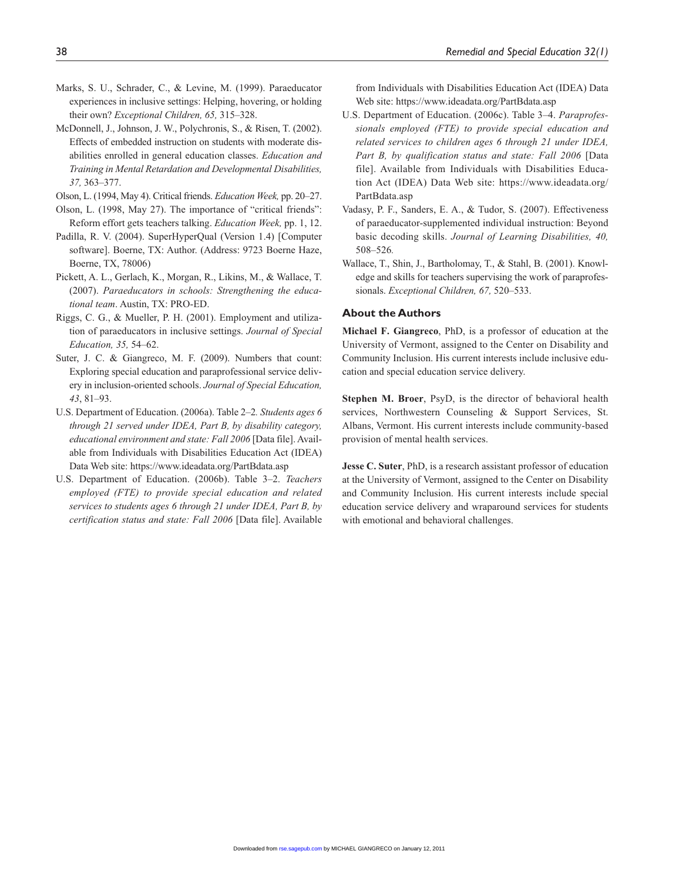Marks, S. U., Schrader, C., & Levine, M. (1999). Paraeducator experiences in inclusive settings: Helping, hovering, or holding their own? *Exceptional Children, 65,* 315–328.

McDonnell, J., Johnson, J. W., Polychronis, S., & Risen, T. (2002). Effects of embedded instruction on students with moderate disabilities enrolled in general education classes. *Education and Training in Mental Retardation and Developmental Disabilities, 37,* 363–377.

Olson, L. (1994, May 4). Critical friends. *Education Week,* pp. 20–27.

Olson, L. (1998, May 27). The importance of "critical friends": Reform effort gets teachers talking. *Education Week,* pp. 1, 12.

Padilla, R. V. (2004). SuperHyperQual (Version 1.4) [Computer software]. Boerne, TX: Author. (Address: 9723 Boerne Haze, Boerne, TX, 78006)

Pickett, A. L., Gerlach, K., Morgan, R., Likins, M., & Wallace, T. (2007). *Paraeducators in schools: Strengthening the educational team*. Austin, TX: PRO-ED.

Riggs, C. G., & Mueller, P. H. (2001). Employment and utilization of paraeducators in inclusive settings. *Journal of Special Education, 35,* 54–62.

Suter, J. C. & Giangreco, M. F. (2009). Numbers that count: Exploring special education and paraprofessional service delivery in inclusion-oriented schools. *Journal of Special Education, 43*, 81–93.

U.S. Department of Education. (2006a). Table 2–2. *Students ages 6 through 21 served under IDEA, Part B, by disability category, educational environment and state: Fall 2006* [Data file]. Available from Individuals with Disabilities Education Act (IDEA) Data Web site: https://www.ideadata.org/PartBdata.asp

U.S. Department of Education. (2006b). Table 3–2. *Teachers employed (FTE) to provide special education and related services to students ages 6 through 21 under IDEA, Part B, by certification status and state: Fall 2006* [Data file]. Available from Individuals with Disabilities Education Act (IDEA) Data Web site: https://www.ideadata.org/PartBdata.asp

U.S. Department of Education. (2006c). Table 3–4. *Paraprofessionals employed (FTE) to provide special education and related services to children ages 6 through 21 under IDEA, Part B, by qualification status and state: Fall 2006* [Data file]. Available from Individuals with Disabilities Education Act (IDEA) Data Web site: https://www.ideadata.org/PartBdata.asp

Vadasy, P. F., Sanders, E. A., & Tudor, S. (2007). Effectiveness of paraeducator-supplemented individual instruction: Beyond basic decoding skills. *Journal of Learning Disabilities, 40,* 508–526.

Wallace, T., Shin, J., Bartholomay, T., & Stahl, B. (2001). Knowledge and skills for teachers supervising the work of paraprofessionals. *Exceptional Children, 67,* 520–533.

## About the Authors

**Michael F. Giangreco**, PhD, is a professor of education at the University of Vermont, assigned to the Center on Disability and Community Inclusion. His current interests include inclusive education and special education service delivery.

**Stephen M. Broer**, PsyD, is the director of behavioral health services, Northwestern Counseling & Support Services, St. Albans, Vermont. His current interests include community-based provision of mental health services.

**Jesse C. Suter**, PhD, is a research assistant professor of education at the University of Vermont, assigned to the Center on Disability and Community Inclusion. His current interests include special education service delivery and wraparound services for students with emotional and behavioral challenges.